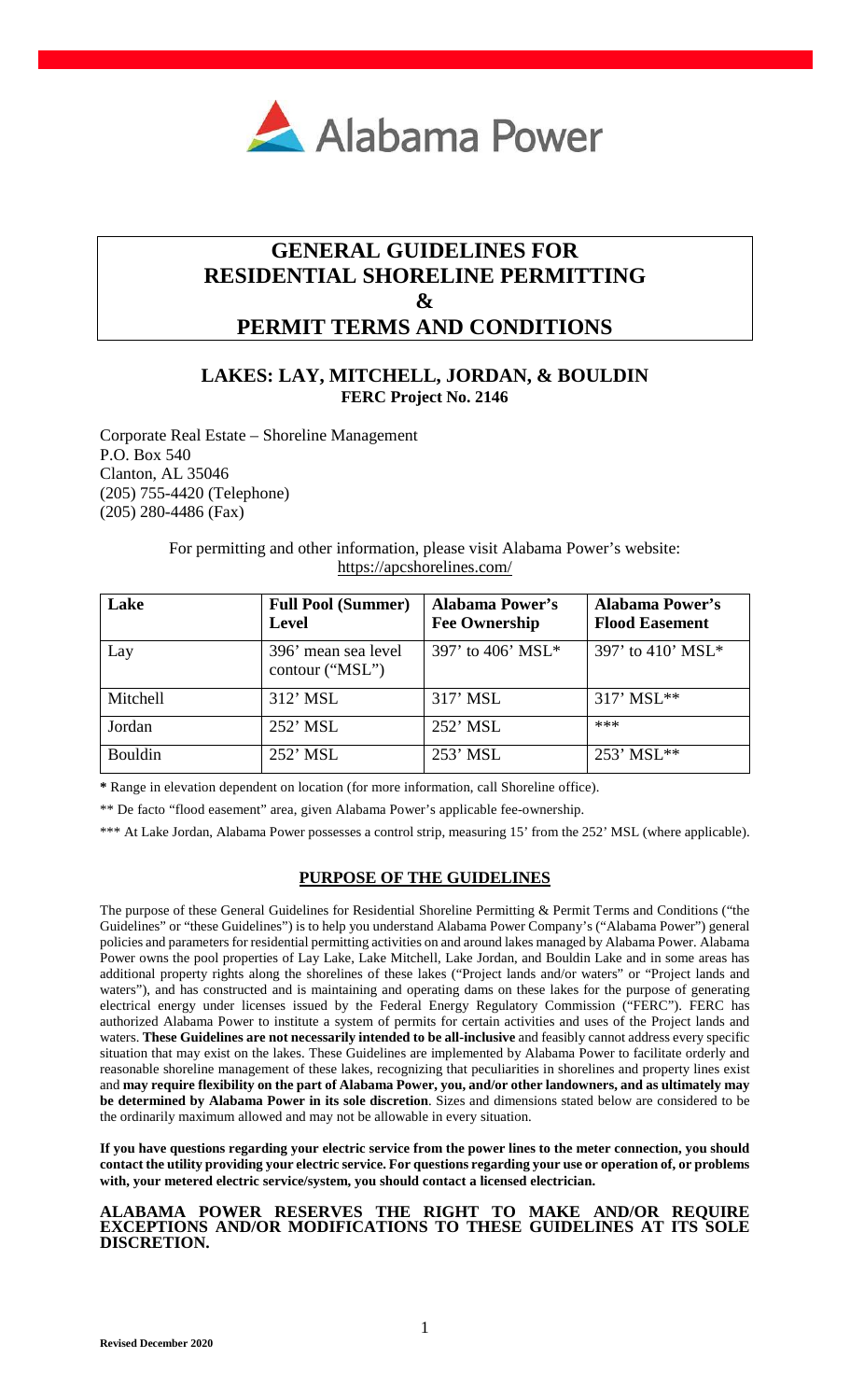# GENERAL GUIDELINES FOR RESIDENTIAL SHORELINE PERMITTING & PERMIT TERMS AND CONDITIONS

## LAKES: LAY, MITCHELL, JORDAN, & BOULDIN

**FERC Project No. 2146**

Corporate Real Estate – Shoreline Management
P.O. Box 540
Clanton, AL 35046
(205) 755-4420 (Telephone)
(205) 280-4486 (Fax)

For permitting and other information, please visit Alabama Power's website:
https://apcshorelines.com/

| Lake | Full Pool (Summer) Level | Alabama Power's Fee Ownership | Alabama Power's Flood Easement |
|---|---|---|---|
| Lay | 396' mean sea level contour ("MSL") | 397' to 406' MSL* | 397' to 410' MSL* |
| Mitchell | 312' MSL | 317' MSL | 317' MSL** |
| Jordan | 252' MSL | 252' MSL | *** |
| Bouldin | 252' MSL | 253' MSL | 253' MSL** |

**\*** Range in elevation dependent on location (for more information, call Shoreline office).

\*\* De facto "flood easement" area, given Alabama Power's applicable fee-ownership.

\*\*\* At Lake Jordan, Alabama Power possesses a control strip, measuring 15' from the 252' MSL (where applicable).

### PURPOSE OF THE GUIDELINES

The purpose of these General Guidelines for Residential Shoreline Permitting & Permit Terms and Conditions ("the Guidelines" or "these Guidelines") is to help you understand Alabama Power Company's ("Alabama Power") general policies and parameters for residential permitting activities on and around lakes managed by Alabama Power. Alabama Power owns the pool properties of Lay Lake, Lake Mitchell, Lake Jordan, and Bouldin Lake and in some areas has additional property rights along the shorelines of these lakes ("Project lands and/or waters" or "Project lands and waters"), and has constructed and is maintaining and operating dams on these lakes for the purpose of generating electrical energy under licenses issued by the Federal Energy Regulatory Commission ("FERC"). FERC has authorized Alabama Power to institute a system of permits for certain activities and uses of the Project lands and waters. **These Guidelines are not necessarily intended to be all-inclusive** and feasibly cannot address every specific situation that may exist on the lakes. These Guidelines are implemented by Alabama Power to facilitate orderly and reasonable shoreline management of these lakes, recognizing that peculiarities in shorelines and property lines exist and **may require flexibility on the part of Alabama Power, you, and/or other landowners, and as ultimately may be determined by Alabama Power in its sole discretion**. Sizes and dimensions stated below are considered to be the ordinarily maximum allowed and may not be allowable in every situation.

**If you have questions regarding your electric service from the power lines to the meter connection, you should contact the utility providing your electric service. For questions regarding your use or operation of, or problems with, your metered electric service/system, you should contact a licensed electrician.**

**ALABAMA POWER RESERVES THE RIGHT TO MAKE AND/OR REQUIRE EXCEPTIONS AND/OR MODIFICATIONS TO THESE GUIDELINES AT ITS SOLE DISCRETION.**

**Revised December 2020**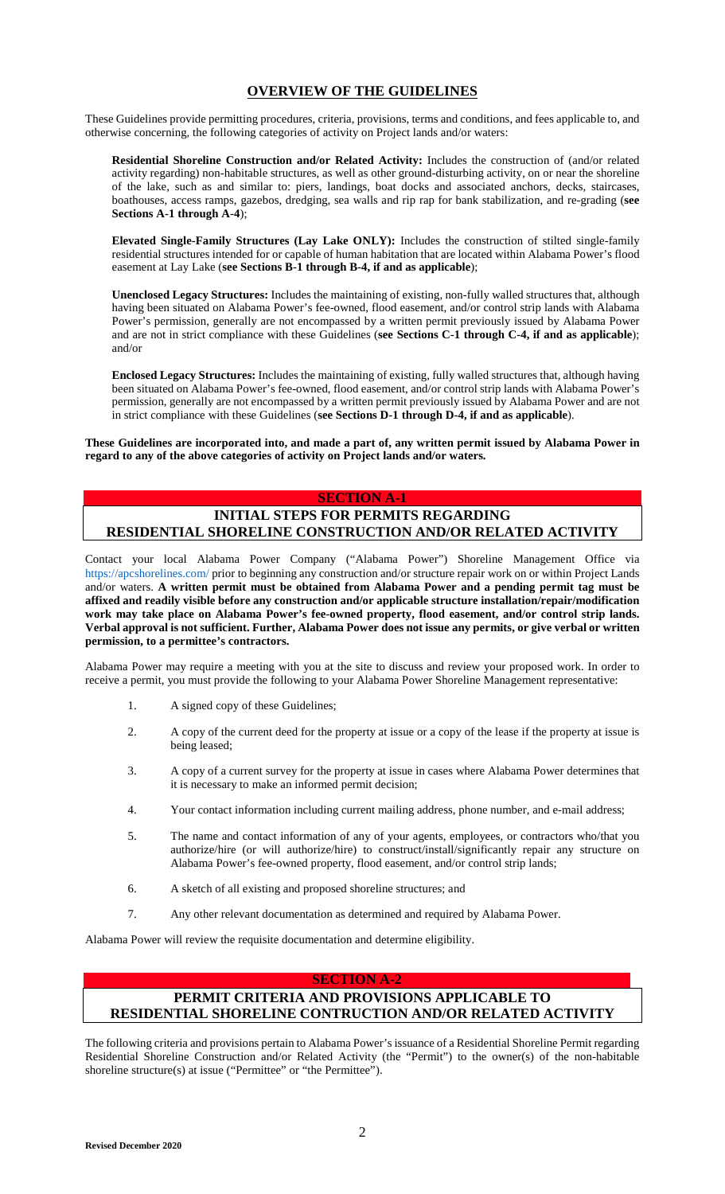## OVERVIEW OF THE GUIDELINES

These Guidelines provide permitting procedures, criteria, provisions, terms and conditions, and fees applicable to, and otherwise concerning, the following categories of activity on Project lands and/or waters:

**Residential Shoreline Construction and/or Related Activity:** Includes the construction of (and/or related activity regarding) non-habitable structures, as well as other ground-disturbing activity, on or near the shoreline of the lake, such as and similar to: piers, landings, boat docks and associated anchors, decks, staircases, boathouses, access ramps, gazebos, dredging, sea walls and rip rap for bank stabilization, and re-grading (**see Sections A-1 through A-4**);

**Elevated Single-Family Structures (Lay Lake ONLY):** Includes the construction of stilted single-family residential structures intended for or capable of human habitation that are located within Alabama Power's flood easement at Lay Lake (**see Sections B-1 through B-4, if and as applicable**);

**Unenclosed Legacy Structures:** Includes the maintaining of existing, non-fully walled structures that, although having been situated on Alabama Power's fee-owned, flood easement, and/or control strip lands with Alabama Power's permission, generally are not encompassed by a written permit previously issued by Alabama Power and are not in strict compliance with these Guidelines (**see Sections C-1 through C-4, if and as applicable**); and/or

**Enclosed Legacy Structures:** Includes the maintaining of existing, fully walled structures that, although having been situated on Alabama Power's fee-owned, flood easement, and/or control strip lands with Alabama Power's permission, generally are not encompassed by a written permit previously issued by Alabama Power and are not in strict compliance with these Guidelines (**see Sections D-1 through D-4, if and as applicable**).

**These Guidelines are incorporated into, and made a part of, any written permit issued by Alabama Power in regard to any of the above categories of activity on Project lands and/or waters.**

## SECTION A-1

## INITIAL STEPS FOR PERMITS REGARDING RESIDENTIAL SHORELINE CONSTRUCTION AND/OR RELATED ACTIVITY

Contact your local Alabama Power Company ("Alabama Power") Shoreline Management Office via https://apcshorelines.com/ prior to beginning any construction and/or structure repair work on or within Project Lands and/or waters. **A written permit must be obtained from Alabama Power and a pending permit tag must be affixed and readily visible before any construction and/or applicable structure installation/repair/modification work may take place on Alabama Power's fee-owned property, flood easement, and/or control strip lands. Verbal approval is not sufficient. Further, Alabama Power does not issue any permits, or give verbal or written permission, to a permittee's contractors.**

Alabama Power may require a meeting with you at the site to discuss and review your proposed work. In order to receive a permit, you must provide the following to your Alabama Power Shoreline Management representative:

1. A signed copy of these Guidelines;
2. A copy of the current deed for the property at issue or a copy of the lease if the property at issue is being leased;
3. A copy of a current survey for the property at issue in cases where Alabama Power determines that it is necessary to make an informed permit decision;
4. Your contact information including current mailing address, phone number, and e-mail address;
5. The name and contact information of any of your agents, employees, or contractors who/that you authorize/hire (or will authorize/hire) to construct/install/significantly repair any structure on Alabama Power's fee-owned property, flood easement, and/or control strip lands;
6. A sketch of all existing and proposed shoreline structures; and
7. Any other relevant documentation as determined and required by Alabama Power.

Alabama Power will review the requisite documentation and determine eligibility.

## SECTION A-2

## PERMIT CRITERIA AND PROVISIONS APPLICABLE TO RESIDENTIAL SHORELINE CONTRUCTION AND/OR RELATED ACTIVITY

The following criteria and provisions pertain to Alabama Power's issuance of a Residential Shoreline Permit regarding Residential Shoreline Construction and/or Related Activity (the "Permit") to the owner(s) of the non-habitable shoreline structure(s) at issue ("Permittee" or "the Permittee").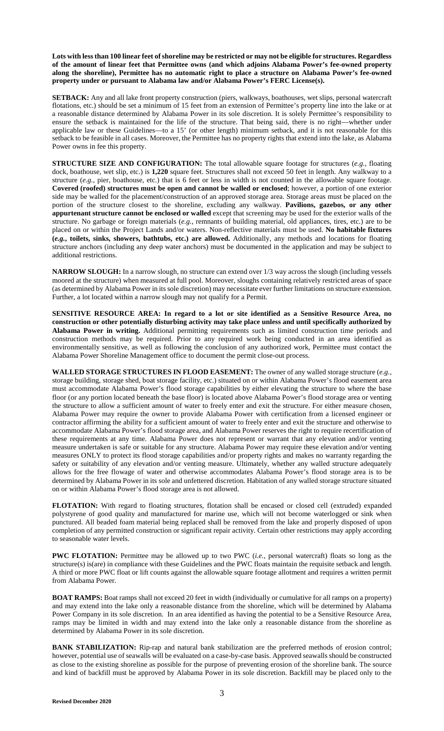**Lots with less than 100 linear feet of shoreline may be restricted or may not be eligible for structures. Regardless of the amount of linear feet that Permittee owns (and which adjoins Alabama Power's fee-owned property along the shoreline), Permittee has no automatic right to place a structure on Alabama Power's fee-owned property under or pursuant to Alabama law and/or Alabama Power's FERC License(s).**

**SETBACK:** Any and all lake front property construction (piers, walkways, boathouses, wet slips, personal watercraft flotations, etc.) should be set a minimum of 15 feet from an extension of Permittee's property line into the lake or at a reasonable distance determined by Alabama Power in its sole discretion. It is solely Permittee's responsibility to ensure the setback is maintained for the life of the structure. That being said, there is no right—whether under applicable law or these Guidelines—to a 15' (or other length) minimum setback, and it is not reasonable for this setback to be feasible in all cases. Moreover, the Permittee has no property rights that extend into the lake, as Alabama Power owns in fee this property.

**STRUCTURE SIZE AND CONFIGURATION:** The total allowable square footage for structures (*e.g.*, floating dock, boathouse, wet slip, etc.) is **1,220** square feet. Structures shall not exceed 50 feet in length. Any walkway to a structure (*e.g.*, pier, boathouse, etc.) that is 6 feet or less in width is not counted in the allowable square footage. **Covered (roofed) structures must be open and cannot be walled or enclosed**; however, a portion of one exterior side may be walled for the placement/construction of an approved storage area. Storage areas must be placed on the portion of the structure closest to the shoreline, excluding any walkway. **Pavilions, gazebos, or any other appurtenant structure cannot be enclosed or walled** except that screening may be used for the exterior walls of the structure. No garbage or foreign materials (*e.g.*, remnants of building material, old appliances, tires, etc.) are to be placed on or within the Project Lands and/or waters. Non-reflective materials must be used. **No habitable fixtures (*e.g.*, toilets, sinks, showers, bathtubs, etc.) are allowed.** Additionally, any methods and locations for floating structure anchors (including any deep water anchors) must be documented in the application and may be subject to additional restrictions.

**NARROW SLOUGH:** In a narrow slough, no structure can extend over 1/3 way across the slough (including vessels moored at the structure) when measured at full pool. Moreover, sloughs containing relatively restricted areas of space (as determined by Alabama Power in its sole discretion) may necessitate ever further limitations on structure extension. Further, a lot located within a narrow slough may not qualify for a Permit.

**SENSITIVE RESOURCE AREA: In regard to a lot or site identified as a Sensitive Resource Area, no construction or other potentially disturbing activity may take place unless and until specifically authorized by Alabama Power in writing.** Additional permitting requirements such as limited construction time periods and construction methods may be required. Prior to any required work being conducted in an area identified as environmentally sensitive, as well as following the conclusion of any authorized work, Permittee must contact the Alabama Power Shoreline Management office to document the permit close-out process.

**WALLED STORAGE STRUCTURES IN FLOOD EASEMENT:** The owner of any walled storage structure (*e.g.*, storage building, storage shed, boat storage facility, etc.) situated on or within Alabama Power's flood easement area must accommodate Alabama Power's flood storage capabilities by either elevating the structure to where the base floor (or any portion located beneath the base floor) is located above Alabama Power's flood storage area or venting the structure to allow a sufficient amount of water to freely enter and exit the structure. For either measure chosen, Alabama Power may require the owner to provide Alabama Power with certification from a licensed engineer or contractor affirming the ability for a sufficient amount of water to freely enter and exit the structure and otherwise to accommodate Alabama Power's flood storage area, and Alabama Power reserves the right to require recertification of these requirements at any time. Alabama Power does not represent or warrant that any elevation and/or venting measure undertaken is safe or suitable for any structure. Alabama Power may require these elevation and/or venting measures ONLY to protect its flood storage capabilities and/or property rights and makes no warranty regarding the safety or suitability of any elevation and/or venting measure. Ultimately, whether any walled structure adequately allows for the free flowage of water and otherwise accommodates Alabama Power's flood storage area is to be determined by Alabama Power in its sole and unfettered discretion. Habitation of any walled storage structure situated on or within Alabama Power's flood storage area is not allowed.

**FLOTATION:** With regard to floating structures, flotation shall be encased or closed cell (extruded) expanded polystyrene of good quality and manufactured for marine use, which will not become waterlogged or sink when punctured. All beaded foam material being replaced shall be removed from the lake and properly disposed of upon completion of any permitted construction or significant repair activity. Certain other restrictions may apply according to seasonable water levels.

**PWC FLOTATION:** Permittee may be allowed up to two PWC (*i.e.*, personal watercraft) floats so long as the structure(s) is(are) in compliance with these Guidelines and the PWC floats maintain the requisite setback and length. A third or more PWC float or lift counts against the allowable square footage allotment and requires a written permit from Alabama Power.

**BOAT RAMPS:** Boat ramps shall not exceed 20 feet in width (individually or cumulative for all ramps on a property) and may extend into the lake only a reasonable distance from the shoreline, which will be determined by Alabama Power Company in its sole discretion. In an area identified as having the potential to be a Sensitive Resource Area, ramps may be limited in width and may extend into the lake only a reasonable distance from the shoreline as determined by Alabama Power in its sole discretion.

**BANK STABILIZATION:** Rip-rap and natural bank stabilization are the preferred methods of erosion control; however, potential use of seawalls will be evaluated on a case-by-case basis. Approved seawalls should be constructed as close to the existing shoreline as possible for the purpose of preventing erosion of the shoreline bank. The source and kind of backfill must be approved by Alabama Power in its sole discretion. Backfill may be placed only to the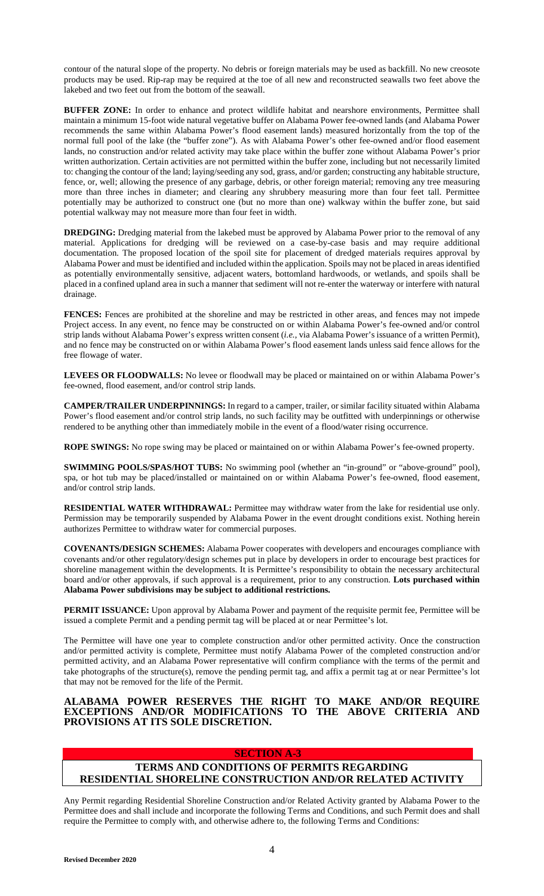contour of the natural slope of the property. No debris or foreign materials may be used as backfill. No new creosote products may be used. Rip-rap may be required at the toe of all new and reconstructed seawalls two feet above the lakebed and two feet out from the bottom of the seawall.

**BUFFER ZONE:** In order to enhance and protect wildlife habitat and nearshore environments, Permittee shall maintain a minimum 15-foot wide natural vegetative buffer on Alabama Power fee-owned lands (and Alabama Power recommends the same within Alabama Power's flood easement lands) measured horizontally from the top of the normal full pool of the lake (the "buffer zone"). As with Alabama Power's other fee-owned and/or flood easement lands, no construction and/or related activity may take place within the buffer zone without Alabama Power's prior written authorization. Certain activities are not permitted within the buffer zone, including but not necessarily limited to: changing the contour of the land; laying/seeding any sod, grass, and/or garden; constructing any habitable structure, fence, or, well; allowing the presence of any garbage, debris, or other foreign material; removing any tree measuring more than three inches in diameter; and clearing any shrubbery measuring more than four feet tall. Permittee potentially may be authorized to construct one (but no more than one) walkway within the buffer zone, but said potential walkway may not measure more than four feet in width.

**DREDGING:** Dredging material from the lakebed must be approved by Alabama Power prior to the removal of any material. Applications for dredging will be reviewed on a case-by-case basis and may require additional documentation. The proposed location of the spoil site for placement of dredged materials requires approval by Alabama Power and must be identified and included within the application. Spoils may not be placed in areas identified as potentially environmentally sensitive, adjacent waters, bottomland hardwoods, or wetlands, and spoils shall be placed in a confined upland area in such a manner that sediment will not re-enter the waterway or interfere with natural drainage.

**FENCES:** Fences are prohibited at the shoreline and may be restricted in other areas, and fences may not impede Project access. In any event, no fence may be constructed on or within Alabama Power's fee-owned and/or control strip lands without Alabama Power's express written consent (*i.e.*, via Alabama Power's issuance of a written Permit), and no fence may be constructed on or within Alabama Power's flood easement lands unless said fence allows for the free flowage of water.

**LEVEES OR FLOODWALLS:** No levee or floodwall may be placed or maintained on or within Alabama Power's fee-owned, flood easement, and/or control strip lands.

**CAMPER/TRAILER UNDERPINNINGS:** In regard to a camper, trailer, or similar facility situated within Alabama Power's flood easement and/or control strip lands, no such facility may be outfitted with underpinnings or otherwise rendered to be anything other than immediately mobile in the event of a flood/water rising occurrence.

**ROPE SWINGS:** No rope swing may be placed or maintained on or within Alabama Power's fee-owned property.

**SWIMMING POOLS/SPAS/HOT TUBS:** No swimming pool (whether an "in-ground" or "above-ground" pool), spa, or hot tub may be placed/installed or maintained on or within Alabama Power's fee-owned, flood easement, and/or control strip lands.

**RESIDENTIAL WATER WITHDRAWAL:** Permittee may withdraw water from the lake for residential use only. Permission may be temporarily suspended by Alabama Power in the event drought conditions exist. Nothing herein authorizes Permittee to withdraw water for commercial purposes.

**COVENANTS/DESIGN SCHEMES:** Alabama Power cooperates with developers and encourages compliance with covenants and/or other regulatory/design schemes put in place by developers in order to encourage best practices for shoreline management within the developments. It is Permittee's responsibility to obtain the necessary architectural board and/or other approvals, if such approval is a requirement, prior to any construction. **Lots purchased within Alabama Power subdivisions may be subject to additional restrictions.**

**PERMIT ISSUANCE:** Upon approval by Alabama Power and payment of the requisite permit fee, Permittee will be issued a complete Permit and a pending permit tag will be placed at or near Permittee's lot.

The Permittee will have one year to complete construction and/or other permitted activity. Once the construction and/or permitted activity is complete, Permittee must notify Alabama Power of the completed construction and/or permitted activity, and an Alabama Power representative will confirm compliance with the terms of the permit and take photographs of the structure(s), remove the pending permit tag, and affix a permit tag at or near Permittee's lot that may not be removed for the life of the Permit.

**ALABAMA POWER RESERVES THE RIGHT TO MAKE AND/OR REQUIRE EXCEPTIONS AND/OR MODIFICATIONS TO THE ABOVE CRITERIA AND PROVISIONS AT ITS SOLE DISCRETION.**

## SECTION A-3

## TERMS AND CONDITIONS OF PERMITS REGARDING RESIDENTIAL SHORELINE CONSTRUCTION AND/OR RELATED ACTIVITY

Any Permit regarding Residential Shoreline Construction and/or Related Activity granted by Alabama Power to the Permittee does and shall include and incorporate the following Terms and Conditions, and such Permit does and shall require the Permittee to comply with, and otherwise adhere to, the following Terms and Conditions: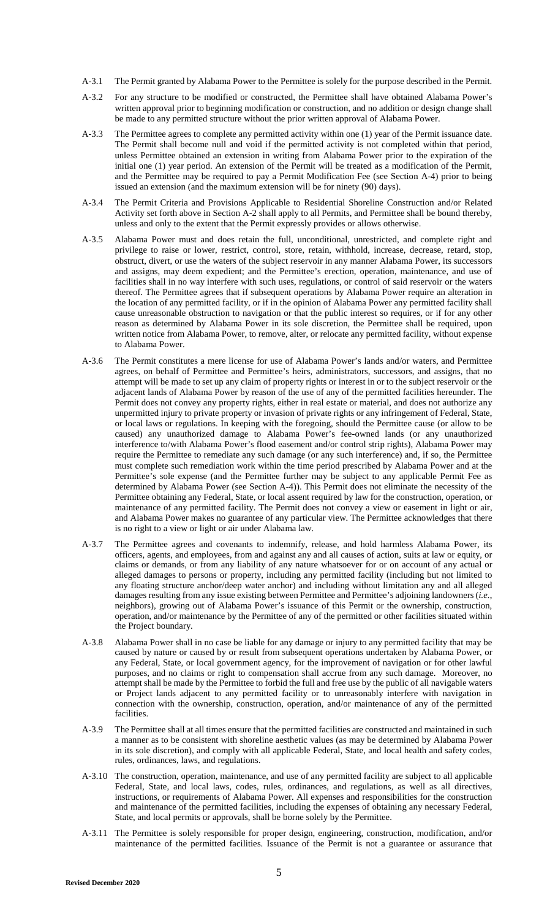A-3.1 The Permit granted by Alabama Power to the Permittee is solely for the purpose described in the Permit.

A-3.2 For any structure to be modified or constructed, the Permittee shall have obtained Alabama Power's written approval prior to beginning modification or construction, and no addition or design change shall be made to any permitted structure without the prior written approval of Alabama Power.

A-3.3 The Permittee agrees to complete any permitted activity within one (1) year of the Permit issuance date. The Permit shall become null and void if the permitted activity is not completed within that period, unless Permittee obtained an extension in writing from Alabama Power prior to the expiration of the initial one (1) year period. An extension of the Permit will be treated as a modification of the Permit, and the Permittee may be required to pay a Permit Modification Fee (see Section A-4) prior to being issued an extension (and the maximum extension will be for ninety (90) days).

A-3.4 The Permit Criteria and Provisions Applicable to Residential Shoreline Construction and/or Related Activity set forth above in Section A-2 shall apply to all Permits, and Permittee shall be bound thereby, unless and only to the extent that the Permit expressly provides or allows otherwise.

A-3.5 Alabama Power must and does retain the full, unconditional, unrestricted, and complete right and privilege to raise or lower, restrict, control, store, retain, withhold, increase, decrease, retard, stop, obstruct, divert, or use the waters of the subject reservoir in any manner Alabama Power, its successors and assigns, may deem expedient; and the Permittee's erection, operation, maintenance, and use of facilities shall in no way interfere with such uses, regulations, or control of said reservoir or the waters thereof. The Permittee agrees that if subsequent operations by Alabama Power require an alteration in the location of any permitted facility, or if in the opinion of Alabama Power any permitted facility shall cause unreasonable obstruction to navigation or that the public interest so requires, or if for any other reason as determined by Alabama Power in its sole discretion, the Permittee shall be required, upon written notice from Alabama Power, to remove, alter, or relocate any permitted facility, without expense to Alabama Power.

A-3.6 The Permit constitutes a mere license for use of Alabama Power's lands and/or waters, and Permittee agrees, on behalf of Permittee and Permittee's heirs, administrators, successors, and assigns, that no attempt will be made to set up any claim of property rights or interest in or to the subject reservoir or the adjacent lands of Alabama Power by reason of the use of any of the permitted facilities hereunder. The Permit does not convey any property rights, either in real estate or material, and does not authorize any unpermitted injury to private property or invasion of private rights or any infringement of Federal, State, or local laws or regulations. In keeping with the foregoing, should the Permittee cause (or allow to be caused) any unauthorized damage to Alabama Power's fee-owned lands (or any unauthorized interference to/with Alabama Power's flood easement and/or control strip rights), Alabama Power may require the Permittee to remediate any such damage (or any such interference) and, if so, the Permittee must complete such remediation work within the time period prescribed by Alabama Power and at the Permittee's sole expense (and the Permittee further may be subject to any applicable Permit Fee as determined by Alabama Power (see Section A-4)). This Permit does not eliminate the necessity of the Permittee obtaining any Federal, State, or local assent required by law for the construction, operation, or maintenance of any permitted facility. The Permit does not convey a view or easement in light or air, and Alabama Power makes no guarantee of any particular view. The Permittee acknowledges that there is no right to a view or light or air under Alabama law.

A-3.7 The Permittee agrees and covenants to indemnify, release, and hold harmless Alabama Power, its officers, agents, and employees, from and against any and all causes of action, suits at law or equity, or claims or demands, or from any liability of any nature whatsoever for or on account of any actual or alleged damages to persons or property, including any permitted facility (including but not limited to any floating structure anchor/deep water anchor) and including without limitation any and all alleged damages resulting from any issue existing between Permittee and Permittee's adjoining landowners (*i.e.*, neighbors), growing out of Alabama Power's issuance of this Permit or the ownership, construction, operation, and/or maintenance by the Permittee of any of the permitted or other facilities situated within the Project boundary.

A-3.8 Alabama Power shall in no case be liable for any damage or injury to any permitted facility that may be caused by nature or caused by or result from subsequent operations undertaken by Alabama Power, or any Federal, State, or local government agency, for the improvement of navigation or for other lawful purposes, and no claims or right to compensation shall accrue from any such damage. Moreover, no attempt shall be made by the Permittee to forbid the full and free use by the public of all navigable waters or Project lands adjacent to any permitted facility or to unreasonably interfere with navigation in connection with the ownership, construction, operation, and/or maintenance of any of the permitted facilities.

A-3.9 The Permittee shall at all times ensure that the permitted facilities are constructed and maintained in such a manner as to be consistent with shoreline aesthetic values (as may be determined by Alabama Power in its sole discretion), and comply with all applicable Federal, State, and local health and safety codes, rules, ordinances, laws, and regulations.

A-3.10 The construction, operation, maintenance, and use of any permitted facility are subject to all applicable Federal, State, and local laws, codes, rules, ordinances, and regulations, as well as all directives, instructions, or requirements of Alabama Power. All expenses and responsibilities for the construction and maintenance of the permitted facilities, including the expenses of obtaining any necessary Federal, State, and local permits or approvals, shall be borne solely by the Permittee.

A-3.11 The Permittee is solely responsible for proper design, engineering, construction, modification, and/or maintenance of the permitted facilities. Issuance of the Permit is not a guarantee or assurance that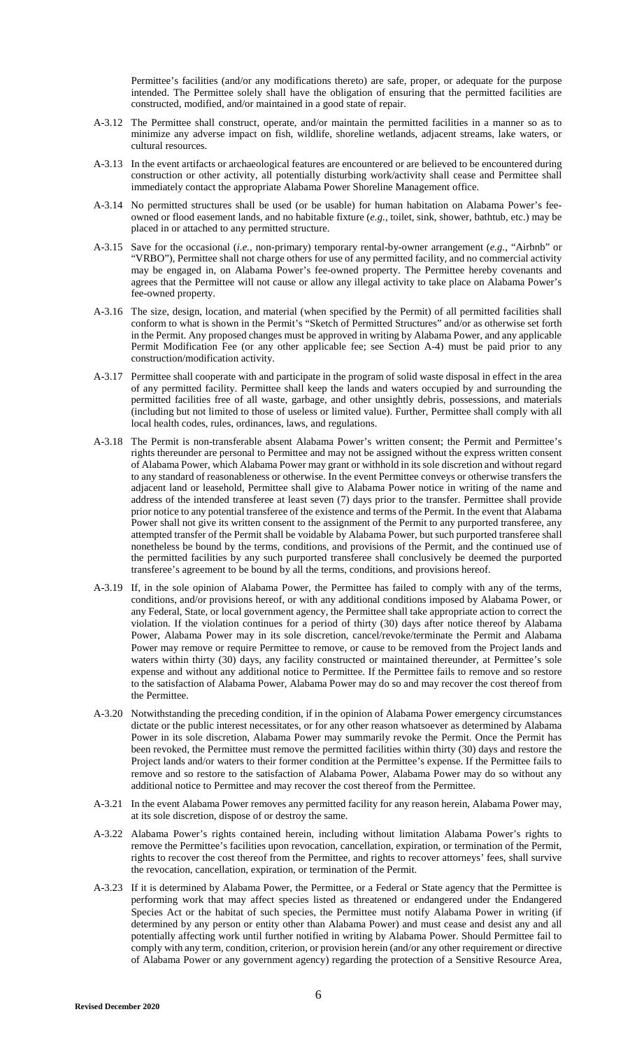Permittee's facilities (and/or any modifications thereto) are safe, proper, or adequate for the purpose intended. The Permittee solely shall have the obligation of ensuring that the permitted facilities are constructed, modified, and/or maintained in a good state of repair.

A-3.12 The Permittee shall construct, operate, and/or maintain the permitted facilities in a manner so as to minimize any adverse impact on fish, wildlife, shoreline wetlands, adjacent streams, lake waters, or cultural resources.

A-3.13 In the event artifacts or archaeological features are encountered or are believed to be encountered during construction or other activity, all potentially disturbing work/activity shall cease and Permittee shall immediately contact the appropriate Alabama Power Shoreline Management office.

A-3.14 No permitted structures shall be used (or be usable) for human habitation on Alabama Power's fee-owned or flood easement lands, and no habitable fixture (*e.g.*, toilet, sink, shower, bathtub, etc.) may be placed in or attached to any permitted structure.

A-3.15 Save for the occasional (*i.e.*, non-primary) temporary rental-by-owner arrangement (*e.g.*, "Airbnb" or "VRBO"), Permittee shall not charge others for use of any permitted facility, and no commercial activity may be engaged in, on Alabama Power's fee-owned property. The Permittee hereby covenants and agrees that the Permittee will not cause or allow any illegal activity to take place on Alabama Power's fee-owned property.

A-3.16 The size, design, location, and material (when specified by the Permit) of all permitted facilities shall conform to what is shown in the Permit's "Sketch of Permitted Structures" and/or as otherwise set forth in the Permit. Any proposed changes must be approved in writing by Alabama Power, and any applicable Permit Modification Fee (or any other applicable fee; see Section A-4) must be paid prior to any construction/modification activity.

A-3.17 Permittee shall cooperate with and participate in the program of solid waste disposal in effect in the area of any permitted facility. Permittee shall keep the lands and waters occupied by and surrounding the permitted facilities free of all waste, garbage, and other unsightly debris, possessions, and materials (including but not limited to those of useless or limited value). Further, Permittee shall comply with all local health codes, rules, ordinances, laws, and regulations.

A-3.18 The Permit is non-transferable absent Alabama Power's written consent; the Permit and Permittee's rights thereunder are personal to Permittee and may not be assigned without the express written consent of Alabama Power, which Alabama Power may grant or withhold in its sole discretion and without regard to any standard of reasonableness or otherwise. In the event Permittee conveys or otherwise transfers the adjacent land or leasehold, Permittee shall give to Alabama Power notice in writing of the name and address of the intended transferee at least seven (7) days prior to the transfer. Permittee shall provide prior notice to any potential transferee of the existence and terms of the Permit. In the event that Alabama Power shall not give its written consent to the assignment of the Permit to any purported transferee, any attempted transfer of the Permit shall be voidable by Alabama Power, but such purported transferee shall nonetheless be bound by the terms, conditions, and provisions of the Permit, and the continued use of the permitted facilities by any such purported transferee shall conclusively be deemed the purported transferee's agreement to be bound by all the terms, conditions, and provisions hereof.

A-3.19 If, in the sole opinion of Alabama Power, the Permittee has failed to comply with any of the terms, conditions, and/or provisions hereof, or with any additional conditions imposed by Alabama Power, or any Federal, State, or local government agency, the Permittee shall take appropriate action to correct the violation. If the violation continues for a period of thirty (30) days after notice thereof by Alabama Power, Alabama Power may in its sole discretion, cancel/revoke/terminate the Permit and Alabama Power may remove or require Permittee to remove, or cause to be removed from the Project lands and waters within thirty (30) days, any facility constructed or maintained thereunder, at Permittee's sole expense and without any additional notice to Permittee. If the Permittee fails to remove and so restore to the satisfaction of Alabama Power, Alabama Power may do so and may recover the cost thereof from the Permittee.

A-3.20 Notwithstanding the preceding condition, if in the opinion of Alabama Power emergency circumstances dictate or the public interest necessitates, or for any other reason whatsoever as determined by Alabama Power in its sole discretion, Alabama Power may summarily revoke the Permit. Once the Permit has been revoked, the Permittee must remove the permitted facilities within thirty (30) days and restore the Project lands and/or waters to their former condition at the Permittee's expense. If the Permittee fails to remove and so restore to the satisfaction of Alabama Power, Alabama Power may do so without any additional notice to Permittee and may recover the cost thereof from the Permittee.

A-3.21 In the event Alabama Power removes any permitted facility for any reason herein, Alabama Power may, at its sole discretion, dispose of or destroy the same.

A-3.22 Alabama Power's rights contained herein, including without limitation Alabama Power's rights to remove the Permittee's facilities upon revocation, cancellation, expiration, or termination of the Permit, rights to recover the cost thereof from the Permittee, and rights to recover attorneys' fees, shall survive the revocation, cancellation, expiration, or termination of the Permit.

A-3.23 If it is determined by Alabama Power, the Permittee, or a Federal or State agency that the Permittee is performing work that may affect species listed as threatened or endangered under the Endangered Species Act or the habitat of such species, the Permittee must notify Alabama Power in writing (if determined by any person or entity other than Alabama Power) and must cease and desist any and all potentially affecting work until further notified in writing by Alabama Power. Should Permittee fail to comply with any term, condition, criterion, or provision herein (and/or any other requirement or directive of Alabama Power or any government agency) regarding the protection of a Sensitive Resource Area,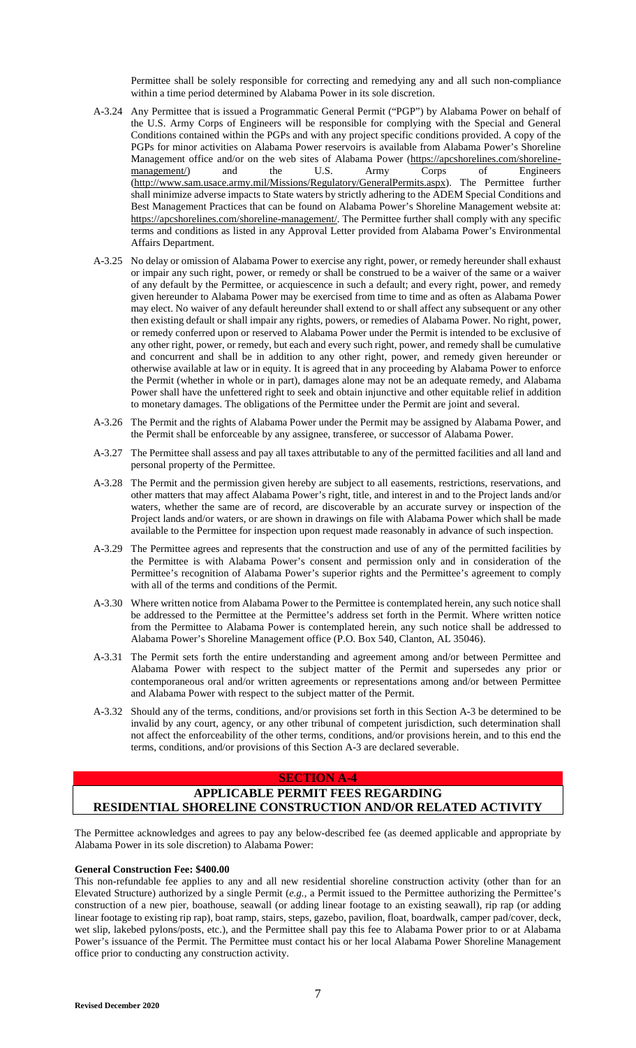Permittee shall be solely responsible for correcting and remedying any and all such non-compliance within a time period determined by Alabama Power in its sole discretion.

A-3.24 Any Permittee that is issued a Programmatic General Permit ("PGP") by Alabama Power on behalf of the U.S. Army Corps of Engineers will be responsible for complying with the Special and General Conditions contained within the PGPs and with any project specific conditions provided. A copy of the PGPs for minor activities on Alabama Power reservoirs is available from Alabama Power's Shoreline Management office and/or on the web sites of Alabama Power (https://apcshorelines.com/shoreline-management/) and the U.S. Army Corps of Engineers (http://www.sam.usace.army.mil/Missions/Regulatory/GeneralPermits.aspx). The Permittee further shall minimize adverse impacts to State waters by strictly adhering to the ADEM Special Conditions and Best Management Practices that can be found on Alabama Power's Shoreline Management website at: https://apcshorelines.com/shoreline-management/. The Permittee further shall comply with any specific terms and conditions as listed in any Approval Letter provided from Alabama Power's Environmental Affairs Department.

A-3.25 No delay or omission of Alabama Power to exercise any right, power, or remedy hereunder shall exhaust or impair any such right, power, or remedy or shall be construed to be a waiver of the same or a waiver of any default by the Permittee, or acquiescence in such a default; and every right, power, and remedy given hereunder to Alabama Power may be exercised from time to time and as often as Alabama Power may elect. No waiver of any default hereunder shall extend to or shall affect any subsequent or any other then existing default or shall impair any rights, powers, or remedies of Alabama Power. No right, power, or remedy conferred upon or reserved to Alabama Power under the Permit is intended to be exclusive of any other right, power, or remedy, but each and every such right, power, and remedy shall be cumulative and concurrent and shall be in addition to any other right, power, and remedy given hereunder or otherwise available at law or in equity. It is agreed that in any proceeding by Alabama Power to enforce the Permit (whether in whole or in part), damages alone may not be an adequate remedy, and Alabama Power shall have the unfettered right to seek and obtain injunctive and other equitable relief in addition to monetary damages. The obligations of the Permittee under the Permit are joint and several.

A-3.26 The Permit and the rights of Alabama Power under the Permit may be assigned by Alabama Power, and the Permit shall be enforceable by any assignee, transferee, or successor of Alabama Power.

A-3.27 The Permittee shall assess and pay all taxes attributable to any of the permitted facilities and all land and personal property of the Permittee.

A-3.28 The Permit and the permission given hereby are subject to all easements, restrictions, reservations, and other matters that may affect Alabama Power's right, title, and interest in and to the Project lands and/or waters, whether the same are of record, are discoverable by an accurate survey or inspection of the Project lands and/or waters, or are shown in drawings on file with Alabama Power which shall be made available to the Permittee for inspection upon request made reasonably in advance of such inspection.

A-3.29 The Permittee agrees and represents that the construction and use of any of the permitted facilities by the Permittee is with Alabama Power's consent and permission only and in consideration of the Permittee's recognition of Alabama Power's superior rights and the Permittee's agreement to comply with all of the terms and conditions of the Permit.

A-3.30 Where written notice from Alabama Power to the Permittee is contemplated herein, any such notice shall be addressed to the Permittee at the Permittee's address set forth in the Permit. Where written notice from the Permittee to Alabama Power is contemplated herein, any such notice shall be addressed to Alabama Power's Shoreline Management office (P.O. Box 540, Clanton, AL 35046).

A-3.31 The Permit sets forth the entire understanding and agreement among and/or between Permittee and Alabama Power with respect to the subject matter of the Permit and supersedes any prior or contemporaneous oral and/or written agreements or representations among and/or between Permittee and Alabama Power with respect to the subject matter of the Permit.

A-3.32 Should any of the terms, conditions, and/or provisions set forth in this Section A-3 be determined to be invalid by any court, agency, or any other tribunal of competent jurisdiction, such determination shall not affect the enforceability of the other terms, conditions, and/or provisions herein, and to this end the terms, conditions, and/or provisions of this Section A-3 are declared severable.

## SECTION A-4

## APPLICABLE PERMIT FEES REGARDING RESIDENTIAL SHORELINE CONSTRUCTION AND/OR RELATED ACTIVITY

The Permittee acknowledges and agrees to pay any below-described fee (as deemed applicable and appropriate by Alabama Power in its sole discretion) to Alabama Power:

**General Construction Fee: $400.00**

This non-refundable fee applies to any and all new residential shoreline construction activity (other than for an Elevated Structure) authorized by a single Permit (*e.g.*, a Permit issued to the Permittee authorizing the Permittee's construction of a new pier, boathouse, seawall (or adding linear footage to an existing seawall), rip rap (or adding linear footage to existing rip rap), boat ramp, stairs, steps, gazebo, pavilion, float, boardwalk, camper pad/cover, deck, wet slip, lakebed pylons/posts, etc.), and the Permittee shall pay this fee to Alabama Power prior to or at Alabama Power's issuance of the Permit. The Permittee must contact his or her local Alabama Power Shoreline Management office prior to conducting any construction activity.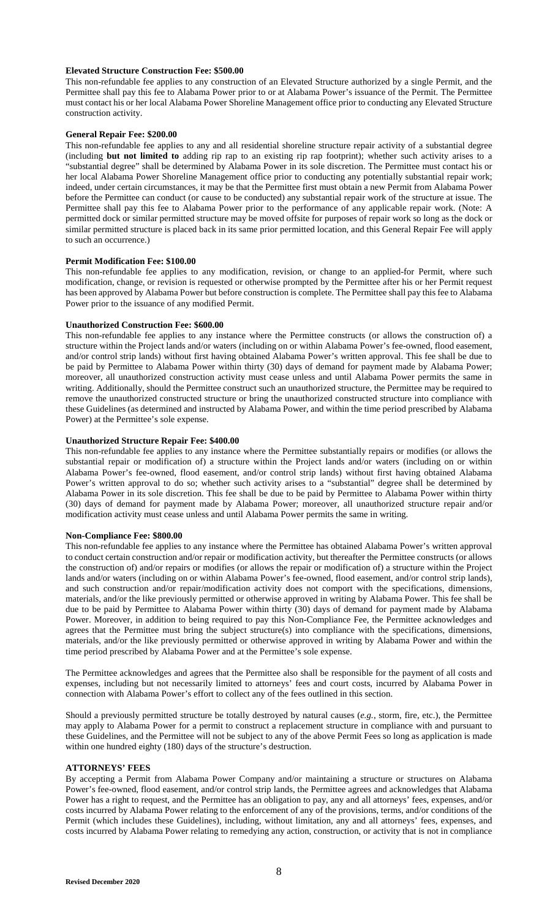**Elevated Structure Construction Fee: $500.00**

This non-refundable fee applies to any construction of an Elevated Structure authorized by a single Permit, and the Permittee shall pay this fee to Alabama Power prior to or at Alabama Power's issuance of the Permit. The Permittee must contact his or her local Alabama Power Shoreline Management office prior to conducting any Elevated Structure construction activity.

**General Repair Fee: $200.00**

This non-refundable fee applies to any and all residential shoreline structure repair activity of a substantial degree (including **but not limited to** adding rip rap to an existing rip rap footprint); whether such activity arises to a "substantial degree" shall be determined by Alabama Power in its sole discretion. The Permittee must contact his or her local Alabama Power Shoreline Management office prior to conducting any potentially substantial repair work; indeed, under certain circumstances, it may be that the Permittee first must obtain a new Permit from Alabama Power before the Permittee can conduct (or cause to be conducted) any substantial repair work of the structure at issue. The Permittee shall pay this fee to Alabama Power prior to the performance of any applicable repair work. (Note: A permitted dock or similar permitted structure may be moved offsite for purposes of repair work so long as the dock or similar permitted structure is placed back in its same prior permitted location, and this General Repair Fee will apply to such an occurrence.)

**Permit Modification Fee: $100.00**

This non-refundable fee applies to any modification, revision, or change to an applied-for Permit, where such modification, change, or revision is requested or otherwise prompted by the Permittee after his or her Permit request has been approved by Alabama Power but before construction is complete. The Permittee shall pay this fee to Alabama Power prior to the issuance of any modified Permit.

**Unauthorized Construction Fee: $600.00**

This non-refundable fee applies to any instance where the Permittee constructs (or allows the construction of) a structure within the Project lands and/or waters (including on or within Alabama Power's fee-owned, flood easement, and/or control strip lands) without first having obtained Alabama Power's written approval. This fee shall be due to be paid by Permittee to Alabama Power within thirty (30) days of demand for payment made by Alabama Power; moreover, all unauthorized construction activity must cease unless and until Alabama Power permits the same in writing. Additionally, should the Permittee construct such an unauthorized structure, the Permittee may be required to remove the unauthorized constructed structure or bring the unauthorized constructed structure into compliance with these Guidelines (as determined and instructed by Alabama Power, and within the time period prescribed by Alabama Power) at the Permittee's sole expense.

**Unauthorized Structure Repair Fee: $400.00**

This non-refundable fee applies to any instance where the Permittee substantially repairs or modifies (or allows the substantial repair or modification of) a structure within the Project lands and/or waters (including on or within Alabama Power's fee-owned, flood easement, and/or control strip lands) without first having obtained Alabama Power's written approval to do so; whether such activity arises to a "substantial" degree shall be determined by Alabama Power in its sole discretion. This fee shall be due to be paid by Permittee to Alabama Power within thirty (30) days of demand for payment made by Alabama Power; moreover, all unauthorized structure repair and/or modification activity must cease unless and until Alabama Power permits the same in writing.

**Non-Compliance Fee: $800.00**

This non-refundable fee applies to any instance where the Permittee has obtained Alabama Power's written approval to conduct certain construction and/or repair or modification activity, but thereafter the Permittee constructs (or allows the construction of) and/or repairs or modifies (or allows the repair or modification of) a structure within the Project lands and/or waters (including on or within Alabama Power's fee-owned, flood easement, and/or control strip lands), and such construction and/or repair/modification activity does not comport with the specifications, dimensions, materials, and/or the like previously permitted or otherwise approved in writing by Alabama Power. This fee shall be due to be paid by Permittee to Alabama Power within thirty (30) days of demand for payment made by Alabama Power. Moreover, in addition to being required to pay this Non-Compliance Fee, the Permittee acknowledges and agrees that the Permittee must bring the subject structure(s) into compliance with the specifications, dimensions, materials, and/or the like previously permitted or otherwise approved in writing by Alabama Power and within the time period prescribed by Alabama Power and at the Permittee's sole expense.

The Permittee acknowledges and agrees that the Permittee also shall be responsible for the payment of all costs and expenses, including but not necessarily limited to attorneys' fees and court costs, incurred by Alabama Power in connection with Alabama Power's effort to collect any of the fees outlined in this section.

Should a previously permitted structure be totally destroyed by natural causes (*e.g.*, storm, fire, etc.), the Permittee may apply to Alabama Power for a permit to construct a replacement structure in compliance with and pursuant to these Guidelines, and the Permittee will not be subject to any of the above Permit Fees so long as application is made within one hundred eighty (180) days of the structure's destruction.

**ATTORNEYS' FEES**

By accepting a Permit from Alabama Power Company and/or maintaining a structure or structures on Alabama Power's fee-owned, flood easement, and/or control strip lands, the Permittee agrees and acknowledges that Alabama Power has a right to request, and the Permittee has an obligation to pay, any and all attorneys' fees, expenses, and/or costs incurred by Alabama Power relating to the enforcement of any of the provisions, terms, and/or conditions of the Permit (which includes these Guidelines), including, without limitation, any and all attorneys' fees, expenses, and costs incurred by Alabama Power relating to remedying any action, construction, or activity that is not in compliance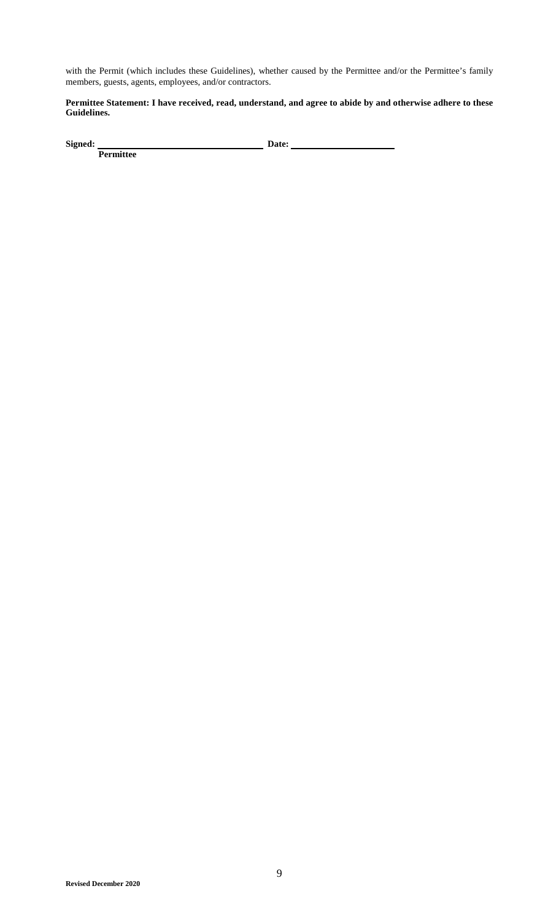with the Permit (which includes these Guidelines), whether caused by the Permittee and/or the Permittee's family members, guests, agents, employees, and/or contractors.

**Permittee Statement: I have received, read, understand, and agree to abide by and otherwise adhere to these Guidelines.**

**Signed:** ________________________________ **Date:** ____________________

**Permittee**

**Revised December 2020**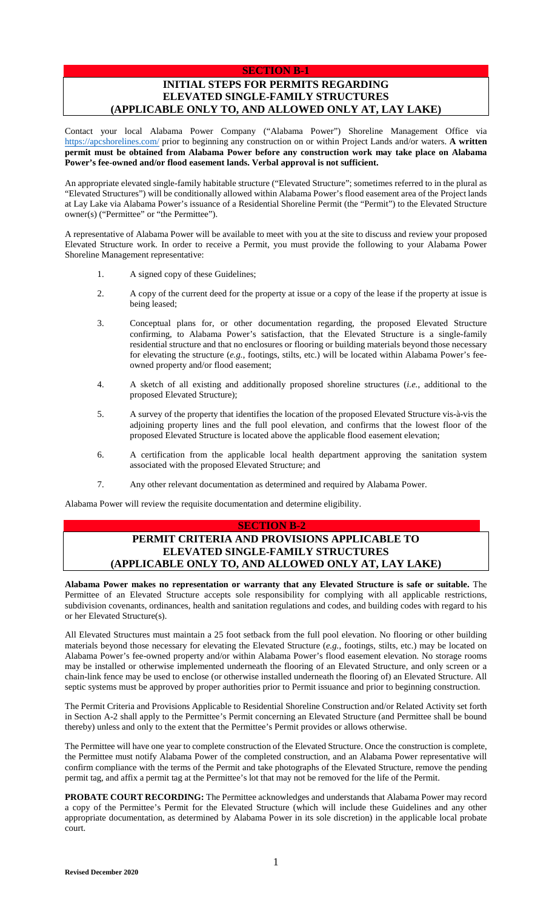## SECTION B-1

## INITIAL STEPS FOR PERMITS REGARDING ELEVATED SINGLE-FAMILY STRUCTURES (APPLICABLE ONLY TO, AND ALLOWED ONLY AT, LAY LAKE)

Contact your local Alabama Power Company ("Alabama Power") Shoreline Management Office via https://apcshorelines.com/ prior to beginning any construction on or within Project Lands and/or waters. **A written permit must be obtained from Alabama Power before any construction work may take place on Alabama Power's fee-owned and/or flood easement lands. Verbal approval is not sufficient.**

An appropriate elevated single-family habitable structure ("Elevated Structure"; sometimes referred to in the plural as "Elevated Structures") will be conditionally allowed within Alabama Power's flood easement area of the Project lands at Lay Lake via Alabama Power's issuance of a Residential Shoreline Permit (the "Permit") to the Elevated Structure owner(s) ("Permittee" or "the Permittee").

A representative of Alabama Power will be available to meet with you at the site to discuss and review your proposed Elevated Structure work. In order to receive a Permit, you must provide the following to your Alabama Power Shoreline Management representative:

1. A signed copy of these Guidelines;
2. A copy of the current deed for the property at issue or a copy of the lease if the property at issue is being leased;
3. Conceptual plans for, or other documentation regarding, the proposed Elevated Structure confirming, to Alabama Power's satisfaction, that the Elevated Structure is a single-family residential structure and that no enclosures or flooring or building materials beyond those necessary for elevating the structure (*e.g.*, footings, stilts, etc.) will be located within Alabama Power's fee-owned property and/or flood easement;
4. A sketch of all existing and additionally proposed shoreline structures (*i.e.*, additional to the proposed Elevated Structure);
5. A survey of the property that identifies the location of the proposed Elevated Structure vis-à-vis the adjoining property lines and the full pool elevation, and confirms that the lowest floor of the proposed Elevated Structure is located above the applicable flood easement elevation;
6. A certification from the applicable local health department approving the sanitation system associated with the proposed Elevated Structure; and
7. Any other relevant documentation as determined and required by Alabama Power.

Alabama Power will review the requisite documentation and determine eligibility.

## SECTION B-2

## PERMIT CRITERIA AND PROVISIONS APPLICABLE TO ELEVATED SINGLE-FAMILY STRUCTURES (APPLICABLE ONLY TO, AND ALLOWED ONLY AT, LAY LAKE)

**Alabama Power makes no representation or warranty that any Elevated Structure is safe or suitable.** The Permittee of an Elevated Structure accepts sole responsibility for complying with all applicable restrictions, subdivision covenants, ordinances, health and sanitation regulations and codes, and building codes with regard to his or her Elevated Structure(s).

All Elevated Structures must maintain a 25 foot setback from the full pool elevation. No flooring or other building materials beyond those necessary for elevating the Elevated Structure (*e.g.*, footings, stilts, etc.) may be located on Alabama Power's fee-owned property and/or within Alabama Power's flood easement elevation. No storage rooms may be installed or otherwise implemented underneath the flooring of an Elevated Structure, and only screen or a chain-link fence may be used to enclose (or otherwise installed underneath the flooring of) an Elevated Structure. All septic systems must be approved by proper authorities prior to Permit issuance and prior to beginning construction.

The Permit Criteria and Provisions Applicable to Residential Shoreline Construction and/or Related Activity set forth in Section A-2 shall apply to the Permittee's Permit concerning an Elevated Structure (and Permittee shall be bound thereby) unless and only to the extent that the Permittee's Permit provides or allows otherwise.

The Permittee will have one year to complete construction of the Elevated Structure. Once the construction is complete, the Permittee must notify Alabama Power of the completed construction, and an Alabama Power representative will confirm compliance with the terms of the Permit and take photographs of the Elevated Structure, remove the pending permit tag, and affix a permit tag at the Permittee's lot that may not be removed for the life of the Permit.

**PROBATE COURT RECORDING:** The Permittee acknowledges and understands that Alabama Power may record a copy of the Permittee's Permit for the Elevated Structure (which will include these Guidelines and any other appropriate documentation, as determined by Alabama Power in its sole discretion) in the applicable local probate court.

**Revised December 2020**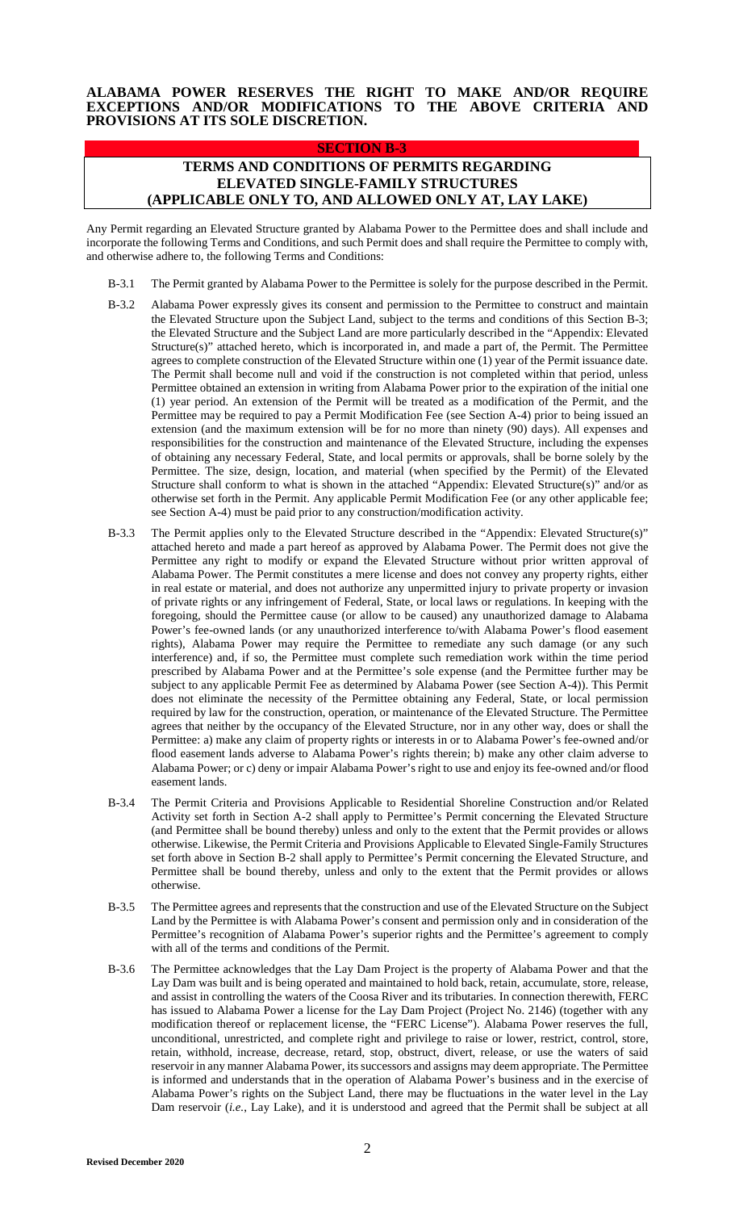**ALABAMA POWER RESERVES THE RIGHT TO MAKE AND/OR REQUIRE EXCEPTIONS AND/OR MODIFICATIONS TO THE ABOVE CRITERIA AND PROVISIONS AT ITS SOLE DISCRETION.**

## SECTION B-3

## TERMS AND CONDITIONS OF PERMITS REGARDING ELEVATED SINGLE-FAMILY STRUCTURES (APPLICABLE ONLY TO, AND ALLOWED ONLY AT, LAY LAKE)

Any Permit regarding an Elevated Structure granted by Alabama Power to the Permittee does and shall include and incorporate the following Terms and Conditions, and such Permit does and shall require the Permittee to comply with, and otherwise adhere to, the following Terms and Conditions:

B-3.1 The Permit granted by Alabama Power to the Permittee is solely for the purpose described in the Permit.

B-3.2 Alabama Power expressly gives its consent and permission to the Permittee to construct and maintain the Elevated Structure upon the Subject Land, subject to the terms and conditions of this Section B-3; the Elevated Structure and the Subject Land are more particularly described in the "Appendix: Elevated Structure(s)" attached hereto, which is incorporated in, and made a part of, the Permit. The Permittee agrees to complete construction of the Elevated Structure within one (1) year of the Permit issuance date. The Permit shall become null and void if the construction is not completed within that period, unless Permittee obtained an extension in writing from Alabama Power prior to the expiration of the initial one (1) year period. An extension of the Permit will be treated as a modification of the Permit, and the Permittee may be required to pay a Permit Modification Fee (see Section A-4) prior to being issued an extension (and the maximum extension will be for no more than ninety (90) days). All expenses and responsibilities for the construction and maintenance of the Elevated Structure, including the expenses of obtaining any necessary Federal, State, and local permits or approvals, shall be borne solely by the Permittee. The size, design, location, and material (when specified by the Permit) of the Elevated Structure shall conform to what is shown in the attached "Appendix: Elevated Structure(s)" and/or as otherwise set forth in the Permit. Any applicable Permit Modification Fee (or any other applicable fee; see Section A-4) must be paid prior to any construction/modification activity.

B-3.3 The Permit applies only to the Elevated Structure described in the "Appendix: Elevated Structure(s)" attached hereto and made a part hereof as approved by Alabama Power. The Permit does not give the Permittee any right to modify or expand the Elevated Structure without prior written approval of Alabama Power. The Permit constitutes a mere license and does not convey any property rights, either in real estate or material, and does not authorize any unpermitted injury to private property or invasion of private rights or any infringement of Federal, State, or local laws or regulations. In keeping with the foregoing, should the Permittee cause (or allow to be caused) any unauthorized damage to Alabama Power's fee-owned lands (or any unauthorized interference to/with Alabama Power's flood easement rights), Alabama Power may require the Permittee to remediate any such damage (or any such interference) and, if so, the Permittee must complete such remediation work within the time period prescribed by Alabama Power and at the Permittee's sole expense (and the Permittee further may be subject to any applicable Permit Fee as determined by Alabama Power (see Section A-4)). This Permit does not eliminate the necessity of the Permittee obtaining any Federal, State, or local permission required by law for the construction, operation, or maintenance of the Elevated Structure. The Permittee agrees that neither by the occupancy of the Elevated Structure, nor in any other way, does or shall the Permittee: a) make any claim of property rights or interests in or to Alabama Power's fee-owned and/or flood easement lands adverse to Alabama Power's rights therein; b) make any other claim adverse to Alabama Power; or c) deny or impair Alabama Power's right to use and enjoy its fee-owned and/or flood easement lands.

B-3.4 The Permit Criteria and Provisions Applicable to Residential Shoreline Construction and/or Related Activity set forth in Section A-2 shall apply to Permittee's Permit concerning the Elevated Structure (and Permittee shall be bound thereby) unless and only to the extent that the Permit provides or allows otherwise. Likewise, the Permit Criteria and Provisions Applicable to Elevated Single-Family Structures set forth above in Section B-2 shall apply to Permittee's Permit concerning the Elevated Structure, and Permittee shall be bound thereby, unless and only to the extent that the Permit provides or allows otherwise.

B-3.5 The Permittee agrees and represents that the construction and use of the Elevated Structure on the Subject Land by the Permittee is with Alabama Power's consent and permission only and in consideration of the Permittee's recognition of Alabama Power's superior rights and the Permittee's agreement to comply with all of the terms and conditions of the Permit.

B-3.6 The Permittee acknowledges that the Lay Dam Project is the property of Alabama Power and that the Lay Dam was built and is being operated and maintained to hold back, retain, accumulate, store, release, and assist in controlling the waters of the Coosa River and its tributaries. In connection therewith, FERC has issued to Alabama Power a license for the Lay Dam Project (Project No. 2146) (together with any modification thereof or replacement license, the "FERC License"). Alabama Power reserves the full, unconditional, unrestricted, and complete right and privilege to raise or lower, restrict, control, store, retain, withhold, increase, decrease, retard, stop, obstruct, divert, release, or use the waters of said reservoir in any manner Alabama Power, its successors and assigns may deem appropriate. The Permittee is informed and understands that in the operation of Alabama Power's business and in the exercise of Alabama Power's rights on the Subject Land, there may be fluctuations in the water level in the Lay Dam reservoir (*i.e.*, Lay Lake), and it is understood and agreed that the Permit shall be subject at all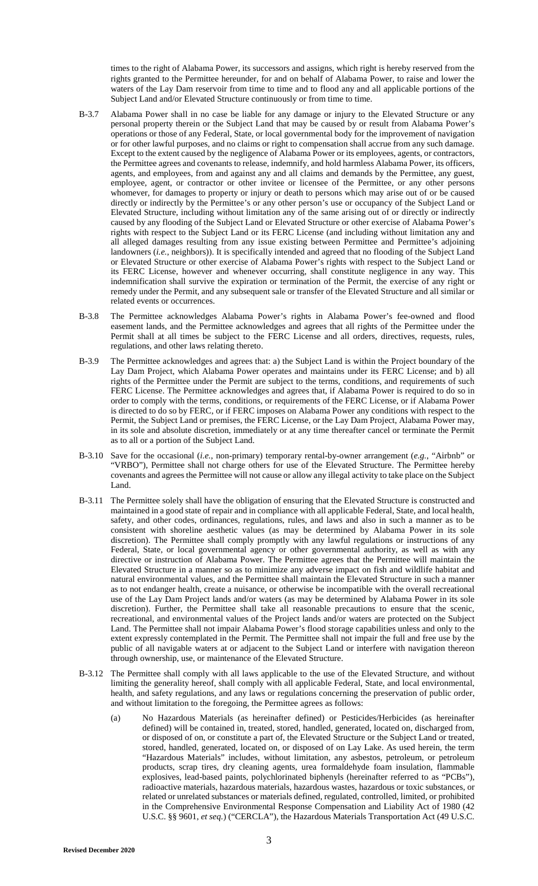times to the right of Alabama Power, its successors and assigns, which right is hereby reserved from the rights granted to the Permittee hereunder, for and on behalf of Alabama Power, to raise and lower the waters of the Lay Dam reservoir from time to time and to flood any and all applicable portions of the Subject Land and/or Elevated Structure continuously or from time to time.

B-3.7 Alabama Power shall in no case be liable for any damage or injury to the Elevated Structure or any personal property therein or the Subject Land that may be caused by or result from Alabama Power's operations or those of any Federal, State, or local governmental body for the improvement of navigation or for other lawful purposes, and no claims or right to compensation shall accrue from any such damage. Except to the extent caused by the negligence of Alabama Power or its employees, agents, or contractors, the Permittee agrees and covenants to release, indemnify, and hold harmless Alabama Power, its officers, agents, and employees, from and against any and all claims and demands by the Permittee, any guest, employee, agent, or contractor or other invitee or licensee of the Permittee, or any other persons whomever, for damages to property or injury or death to persons which may arise out of or be caused directly or indirectly by the Permittee's or any other person's use or occupancy of the Subject Land or Elevated Structure, including without limitation any of the same arising out of or directly or indirectly caused by any flooding of the Subject Land or Elevated Structure or other exercise of Alabama Power's rights with respect to the Subject Land or its FERC License (and including without limitation any and all alleged damages resulting from any issue existing between Permittee and Permittee's adjoining landowners (*i.e.*, neighbors)). It is specifically intended and agreed that no flooding of the Subject Land or Elevated Structure or other exercise of Alabama Power's rights with respect to the Subject Land or its FERC License, however and whenever occurring, shall constitute negligence in any way. This indemnification shall survive the expiration or termination of the Permit, the exercise of any right or remedy under the Permit, and any subsequent sale or transfer of the Elevated Structure and all similar or related events or occurrences.

B-3.8 The Permittee acknowledges Alabama Power's rights in Alabama Power's fee-owned and flood easement lands, and the Permittee acknowledges and agrees that all rights of the Permittee under the Permit shall at all times be subject to the FERC License and all orders, directives, requests, rules, regulations, and other laws relating thereto.

B-3.9 The Permittee acknowledges and agrees that: a) the Subject Land is within the Project boundary of the Lay Dam Project, which Alabama Power operates and maintains under its FERC License; and b) all rights of the Permittee under the Permit are subject to the terms, conditions, and requirements of such FERC License. The Permittee acknowledges and agrees that, if Alabama Power is required to do so in order to comply with the terms, conditions, or requirements of the FERC License, or if Alabama Power is directed to do so by FERC, or if FERC imposes on Alabama Power any conditions with respect to the Permit, the Subject Land or premises, the FERC License, or the Lay Dam Project, Alabama Power may, in its sole and absolute discretion, immediately or at any time thereafter cancel or terminate the Permit as to all or a portion of the Subject Land.

B-3.10 Save for the occasional (*i.e.*, non-primary) temporary rental-by-owner arrangement (*e.g.*, "Airbnb" or "VRBO"), Permittee shall not charge others for use of the Elevated Structure. The Permittee hereby covenants and agrees the Permittee will not cause or allow any illegal activity to take place on the Subject Land.

B-3.11 The Permittee solely shall have the obligation of ensuring that the Elevated Structure is constructed and maintained in a good state of repair and in compliance with all applicable Federal, State, and local health, safety, and other codes, ordinances, regulations, rules, and laws and also in such a manner as to be consistent with shoreline aesthetic values (as may be determined by Alabama Power in its sole discretion). The Permittee shall comply promptly with any lawful regulations or instructions of any Federal, State, or local governmental agency or other governmental authority, as well as with any directive or instruction of Alabama Power. The Permittee agrees that the Permittee will maintain the Elevated Structure in a manner so as to minimize any adverse impact on fish and wildlife habitat and natural environmental values, and the Permittee shall maintain the Elevated Structure in such a manner as to not endanger health, create a nuisance, or otherwise be incompatible with the overall recreational use of the Lay Dam Project lands and/or waters (as may be determined by Alabama Power in its sole discretion). Further, the Permittee shall take all reasonable precautions to ensure that the scenic, recreational, and environmental values of the Project lands and/or waters are protected on the Subject Land. The Permittee shall not impair Alabama Power's flood storage capabilities unless and only to the extent expressly contemplated in the Permit. The Permittee shall not impair the full and free use by the public of all navigable waters at or adjacent to the Subject Land or interfere with navigation thereon through ownership, use, or maintenance of the Elevated Structure.

B-3.12 The Permittee shall comply with all laws applicable to the use of the Elevated Structure, and without limiting the generality hereof, shall comply with all applicable Federal, State, and local environmental, health, and safety regulations, and any laws or regulations concerning the preservation of public order, and without limitation to the foregoing, the Permittee agrees as follows:

(a) No Hazardous Materials (as hereinafter defined) or Pesticides/Herbicides (as hereinafter defined) will be contained in, treated, stored, handled, generated, located on, discharged from, or disposed of on, or constitute a part of, the Elevated Structure or the Subject Land or treated, stored, handled, generated, located on, or disposed of on Lay Lake. As used herein, the term "Hazardous Materials" includes, without limitation, any asbestos, petroleum, or petroleum products, scrap tires, dry cleaning agents, urea formaldehyde foam insulation, flammable explosives, lead-based paints, polychlorinated biphenyls (hereinafter referred to as "PCBs"), radioactive materials, hazardous materials, hazardous wastes, hazardous or toxic substances, or related or unrelated substances or materials defined, regulated, controlled, limited, or prohibited in the Comprehensive Environmental Response Compensation and Liability Act of 1980 (42 U.S.C. §§ 9601, *et seq.*) ("CERCLA"), the Hazardous Materials Transportation Act (49 U.S.C.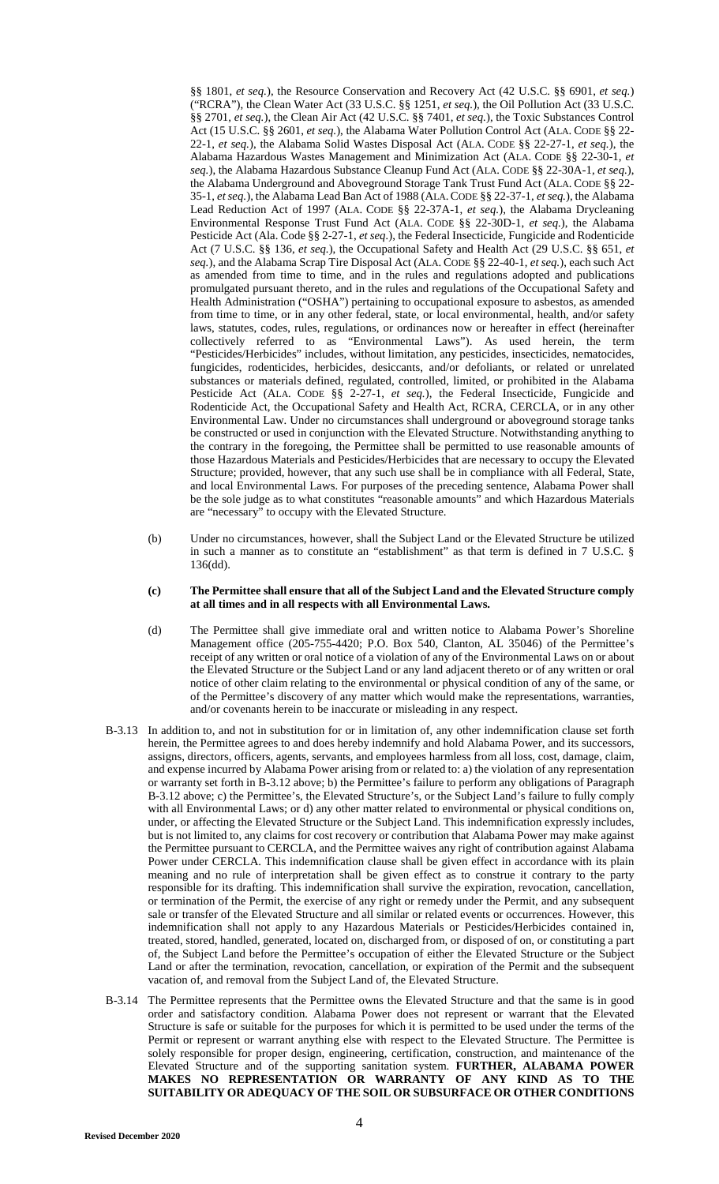§§ 1801, *et seq.*), the Resource Conservation and Recovery Act (42 U.S.C. §§ 6901, *et seq.*) ("RCRA"), the Clean Water Act (33 U.S.C. §§ 1251, *et seq.*), the Oil Pollution Act (33 U.S.C. §§ 2701, *et seq.*), the Clean Air Act (42 U.S.C. §§ 7401, *et seq.*), the Toxic Substances Control Act (15 U.S.C. §§ 2601, *et seq.*), the Alabama Water Pollution Control Act (ALA. CODE §§ 22-22-1, *et seq.*), the Alabama Solid Wastes Disposal Act (ALA. CODE §§ 22-27-1, *et seq.*), the Alabama Hazardous Wastes Management and Minimization Act (ALA. CODE §§ 22-30-1, *et seq.*), the Alabama Hazardous Substance Cleanup Fund Act (ALA. CODE §§ 22-30A-1, *et seq.*), the Alabama Underground and Aboveground Storage Tank Trust Fund Act (ALA. CODE §§ 22-35-1, *et seq.*), the Alabama Lead Ban Act of 1988 (ALA. CODE §§ 22-37-1, *et seq.*), the Alabama Lead Reduction Act of 1997 (ALA. CODE §§ 22-37A-1, *et seq.*), the Alabama Drycleaning Environmental Response Trust Fund Act (ALA. CODE §§ 22-30D-1, *et seq.*), the Alabama Pesticide Act (Ala. Code §§ 2-27-1, *et seq.*), the Federal Insecticide, Fungicide and Rodenticide Act (7 U.S.C. §§ 136, *et seq.*), the Occupational Safety and Health Act (29 U.S.C. §§ 651, *et seq.*), and the Alabama Scrap Tire Disposal Act (ALA. CODE §§ 22-40-1, *et seq.*), each such Act as amended from time to time, and in the rules and regulations adopted and publications promulgated pursuant thereto, and in the rules and regulations of the Occupational Safety and Health Administration ("OSHA") pertaining to occupational exposure to asbestos, as amended from time to time, or in any other federal, state, or local environmental, health, and/or safety laws, statutes, codes, rules, regulations, or ordinances now or hereafter in effect (hereinafter collectively referred to as "Environmental Laws"). As used herein, the term "Pesticides/Herbicides" includes, without limitation, any pesticides, insecticides, nematocides, fungicides, rodenticides, herbicides, desiccants, and/or defoliants, or related or unrelated substances or materials defined, regulated, controlled, limited, or prohibited in the Alabama Pesticide Act (ALA. CODE §§ 2-27-1, *et seq.*), the Federal Insecticide, Fungicide and Rodenticide Act, the Occupational Safety and Health Act, RCRA, CERCLA, or in any other Environmental Law. Under no circumstances shall underground or aboveground storage tanks be constructed or used in conjunction with the Elevated Structure. Notwithstanding anything to the contrary in the foregoing, the Permittee shall be permitted to use reasonable amounts of those Hazardous Materials and Pesticides/Herbicides that are necessary to occupy the Elevated Structure; provided, however, that any such use shall be in compliance with all Federal, State, and local Environmental Laws. For purposes of the preceding sentence, Alabama Power shall be the sole judge as to what constitutes "reasonable amounts" and which Hazardous Materials are "necessary" to occupy with the Elevated Structure.

(b) Under no circumstances, however, shall the Subject Land or the Elevated Structure be utilized in such a manner as to constitute an "establishment" as that term is defined in 7 U.S.C. § 136(dd).

**(c) The Permittee shall ensure that all of the Subject Land and the Elevated Structure comply at all times and in all respects with all Environmental Laws.**

(d) The Permittee shall give immediate oral and written notice to Alabama Power's Shoreline Management office (205-755-4420; P.O. Box 540, Clanton, AL 35046) of the Permittee's receipt of any written or oral notice of a violation of any of the Environmental Laws on or about the Elevated Structure or the Subject Land or any land adjacent thereto or of any written or oral notice of other claim relating to the environmental or physical condition of any of the same, or of the Permittee's discovery of any matter which would make the representations, warranties, and/or covenants herein to be inaccurate or misleading in any respect.

B-3.13 In addition to, and not in substitution for or in limitation of, any other indemnification clause set forth herein, the Permittee agrees to and does hereby indemnify and hold Alabama Power, and its successors, assigns, directors, officers, agents, servants, and employees harmless from all loss, cost, damage, claim, and expense incurred by Alabama Power arising from or related to: a) the violation of any representation or warranty set forth in B-3.12 above; b) the Permittee's failure to perform any obligations of Paragraph B-3.12 above; c) the Permittee's, the Elevated Structure's, or the Subject Land's failure to fully comply with all Environmental Laws; or d) any other matter related to environmental or physical conditions on, under, or affecting the Elevated Structure or the Subject Land. This indemnification expressly includes, but is not limited to, any claims for cost recovery or contribution that Alabama Power may make against the Permittee pursuant to CERCLA, and the Permittee waives any right of contribution against Alabama Power under CERCLA. This indemnification clause shall be given effect in accordance with its plain meaning and no rule of interpretation shall be given effect as to construe it contrary to the party responsible for its drafting. This indemnification shall survive the expiration, revocation, cancellation, or termination of the Permit, the exercise of any right or remedy under the Permit, and any subsequent sale or transfer of the Elevated Structure and all similar or related events or occurrences. However, this indemnification shall not apply to any Hazardous Materials or Pesticides/Herbicides contained in, treated, stored, handled, generated, located on, discharged from, or disposed of on, or constituting a part of, the Subject Land before the Permittee's occupation of either the Elevated Structure or the Subject Land or after the termination, revocation, cancellation, or expiration of the Permit and the subsequent vacation of, and removal from the Subject Land of, the Elevated Structure.

B-3.14 The Permittee represents that the Permittee owns the Elevated Structure and that the same is in good order and satisfactory condition. Alabama Power does not represent or warrant that the Elevated Structure is safe or suitable for the purposes for which it is permitted to be used under the terms of the Permit or represent or warrant anything else with respect to the Elevated Structure. The Permittee is solely responsible for proper design, engineering, certification, construction, and maintenance of the Elevated Structure and of the supporting sanitation system. **FURTHER, ALABAMA POWER MAKES NO REPRESENTATION OR WARRANTY OF ANY KIND AS TO THE SUITABILITY OR ADEQUACY OF THE SOIL OR SUBSURFACE OR OTHER CONDITIONS**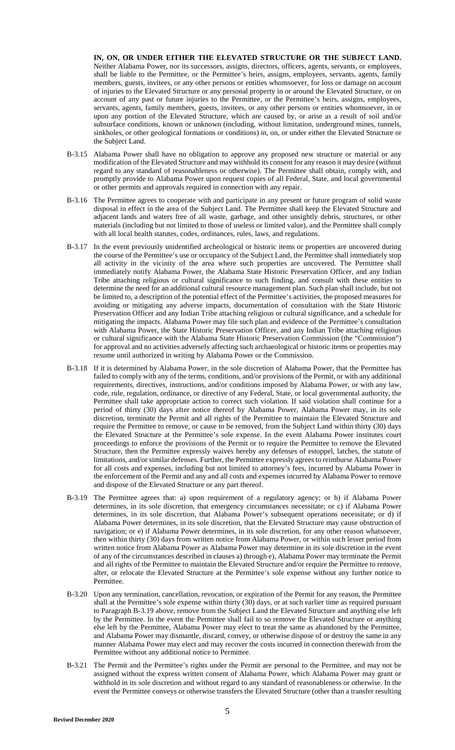**IN, ON, OR UNDER EITHER THE ELEVATED STRUCTURE OR THE SUBJECT LAND.** Neither Alabama Power, nor its successors, assigns, directors, officers, agents, servants, or employees, shall be liable to the Permittee, or the Permittee's heirs, assigns, employees, servants, agents, family members, guests, invitees, or any other persons or entities whomsoever, for loss or damage on account of injuries to the Elevated Structure or any personal property in or around the Elevated Structure, or on account of any past or future injuries to the Permittee, or the Permittee's heirs, assigns, employees, servants, agents, family members, guests, invitees, or any other persons or entities whomsoever, in or upon any portion of the Elevated Structure, which are caused by, or arise as a result of soil and/or subsurface conditions, known or unknown (including, without limitation, underground mines, tunnels, sinkholes, or other geological formations or conditions) in, on, or under either the Elevated Structure or the Subject Land.

B-3.15 Alabama Power shall have no obligation to approve any proposed new structure or material or any modification of the Elevated Structure and may withhold its consent for any reason it may desire (without regard to any standard of reasonableness or otherwise). The Permittee shall obtain, comply with, and promptly provide to Alabama Power upon request copies of all Federal, State, and local governmental or other permits and approvals required in connection with any repair.

B-3.16 The Permittee agrees to cooperate with and participate in any present or future program of solid waste disposal in effect in the area of the Subject Land. The Permittee shall keep the Elevated Structure and adjacent lands and waters free of all waste, garbage, and other unsightly debris, structures, or other materials (including but not limited to those of useless or limited value), and the Permittee shall comply with all local health statutes, codes, ordinances, rules, laws, and regulations.

B-3.17 In the event previously unidentified archeological or historic items or properties are uncovered during the course of the Permittee's use or occupancy of the Subject Land, the Permittee shall immediately stop all activity in the vicinity of the area where such properties are uncovered. The Permittee shall immediately notify Alabama Power, the Alabama State Historic Preservation Officer, and any Indian Tribe attaching religious or cultural significance to such finding, and consult with these entities to determine the need for an additional cultural resource management plan. Such plan shall include, but not be limited to, a description of the potential effect of the Permittee's activities, the proposed measures for avoiding or mitigating any adverse impacts, documentation of consultation with the State Historic Preservation Officer and any Indian Tribe attaching religious or cultural significance, and a schedule for mitigating the impacts. Alabama Power may file such plan and evidence of the Permittee's consultation with Alabama Power, the State Historic Preservation Officer, and any Indian Tribe attaching religious or cultural significance with the Alabama State Historic Preservation Commission (the "Commission") for approval and no activities adversely affecting such archaeological or historic items or properties may resume until authorized in writing by Alabama Power or the Commission.

B-3.18 If it is determined by Alabama Power, in the sole discretion of Alabama Power, that the Permittee has failed to comply with any of the terms, conditions, and/or provisions of the Permit, or with any additional requirements, directives, instructions, and/or conditions imposed by Alabama Power, or with any law, code, rule, regulation, ordinance, or directive of any Federal, State, or local governmental authority, the Permittee shall take appropriate action to correct such violation. If said violation shall continue for a period of thirty (30) days after notice thereof by Alabama Power, Alabama Power may, in its sole discretion, terminate the Permit and all rights of the Permittee to maintain the Elevated Structure and require the Permittee to remove, or cause to be removed, from the Subject Land within thirty (30) days the Elevated Structure at the Permittee's sole expense. In the event Alabama Power institutes court proceedings to enforce the provisions of the Permit or to require the Permittee to remove the Elevated Structure, then the Permittee expressly waives hereby any defenses of estoppel, latches, the statute of limitations, and/or similar defenses. Further, the Permittee expressly agrees to reimburse Alabama Power for all costs and expenses, including but not limited to attorney's fees, incurred by Alabama Power in the enforcement of the Permit and any and all costs and expenses incurred by Alabama Power to remove and dispose of the Elevated Structure or any part thereof.

B-3.19 The Permittee agrees that: a) upon requirement of a regulatory agency; or b) if Alabama Power determines, in its sole discretion, that emergency circumstances necessitate; or c) if Alabama Power determines, in its sole discretion, that Alabama Power's subsequent operations necessitate; or d) if Alabama Power determines, in its sole discretion, that the Elevated Structure may cause obstruction of navigation; or e) if Alabama Power determines, in its sole discretion, for any other reason whatsoever, then within thirty (30) days from written notice from Alabama Power, or within such lesser period from written notice from Alabama Power as Alabama Power may determine in its sole discretion in the event of any of the circumstances described in clauses a) through e), Alabama Power may terminate the Permit and all rights of the Permittee to maintain the Elevated Structure and/or require the Permittee to remove, alter, or relocate the Elevated Structure at the Permittee's sole expense without any further notice to Permittee.

B-3.20 Upon any termination, cancellation, revocation, or expiration of the Permit for any reason, the Permittee shall at the Permittee's sole expense within thirty (30) days, or at such earlier time as required pursuant to Paragraph B-3.19 above, remove from the Subject Land the Elevated Structure and anything else left by the Permittee. In the event the Permittee shall fail to so remove the Elevated Structure or anything else left by the Permittee, Alabama Power may elect to treat the same as abandoned by the Permittee, and Alabama Power may dismantle, discard, convey, or otherwise dispose of or destroy the same in any manner Alabama Power may elect and may recover the costs incurred in connection therewith from the Permittee without any additional notice to Permittee.

B-3.21 The Permit and the Permittee's rights under the Permit are personal to the Permittee, and may not be assigned without the express written consent of Alabama Power, which Alabama Power may grant or withhold in its sole discretion and without regard to any standard of reasonableness or otherwise. In the event the Permittee conveys or otherwise transfers the Elevated Structure (other than a transfer resulting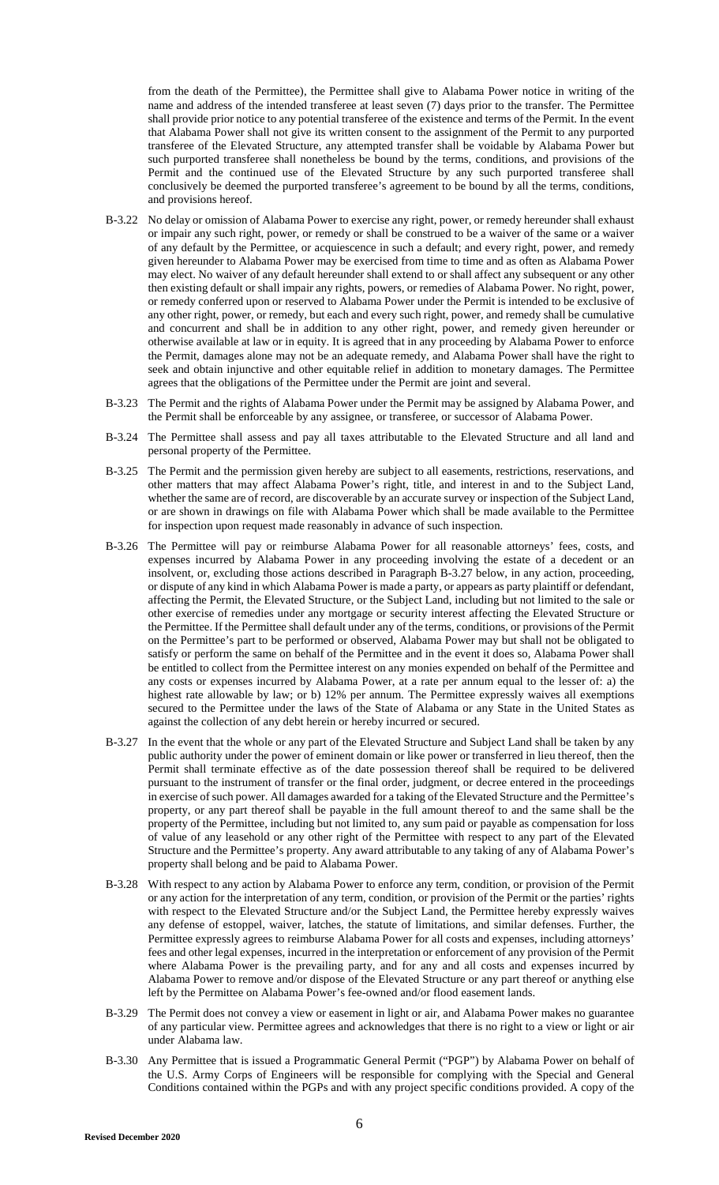from the death of the Permittee), the Permittee shall give to Alabama Power notice in writing of the name and address of the intended transferee at least seven (7) days prior to the transfer. The Permittee shall provide prior notice to any potential transferee of the existence and terms of the Permit. In the event that Alabama Power shall not give its written consent to the assignment of the Permit to any purported transferee of the Elevated Structure, any attempted transfer shall be voidable by Alabama Power but such purported transferee shall nonetheless be bound by the terms, conditions, and provisions of the Permit and the continued use of the Elevated Structure by any such purported transferee shall conclusively be deemed the purported transferee's agreement to be bound by all the terms, conditions, and provisions hereof.

B-3.22 No delay or omission of Alabama Power to exercise any right, power, or remedy hereunder shall exhaust or impair any such right, power, or remedy or shall be construed to be a waiver of the same or a waiver of any default by the Permittee, or acquiescence in such a default; and every right, power, and remedy given hereunder to Alabama Power may be exercised from time to time and as often as Alabama Power may elect. No waiver of any default hereunder shall extend to or shall affect any subsequent or any other then existing default or shall impair any rights, powers, or remedies of Alabama Power. No right, power, or remedy conferred upon or reserved to Alabama Power under the Permit is intended to be exclusive of any other right, power, or remedy, but each and every such right, power, and remedy shall be cumulative and concurrent and shall be in addition to any other right, power, and remedy given hereunder or otherwise available at law or in equity. It is agreed that in any proceeding by Alabama Power to enforce the Permit, damages alone may not be an adequate remedy, and Alabama Power shall have the right to seek and obtain injunctive and other equitable relief in addition to monetary damages. The Permittee agrees that the obligations of the Permittee under the Permit are joint and several.

B-3.23 The Permit and the rights of Alabama Power under the Permit may be assigned by Alabama Power, and the Permit shall be enforceable by any assignee, or transferee, or successor of Alabama Power.

B-3.24 The Permittee shall assess and pay all taxes attributable to the Elevated Structure and all land and personal property of the Permittee.

B-3.25 The Permit and the permission given hereby are subject to all easements, restrictions, reservations, and other matters that may affect Alabama Power's right, title, and interest in and to the Subject Land, whether the same are of record, are discoverable by an accurate survey or inspection of the Subject Land, or are shown in drawings on file with Alabama Power which shall be made available to the Permittee for inspection upon request made reasonably in advance of such inspection.

B-3.26 The Permittee will pay or reimburse Alabama Power for all reasonable attorneys' fees, costs, and expenses incurred by Alabama Power in any proceeding involving the estate of a decedent or an insolvent, or, excluding those actions described in Paragraph B-3.27 below, in any action, proceeding, or dispute of any kind in which Alabama Power is made a party, or appears as party plaintiff or defendant, affecting the Permit, the Elevated Structure, or the Subject Land, including but not limited to the sale or other exercise of remedies under any mortgage or security interest affecting the Elevated Structure or the Permittee. If the Permittee shall default under any of the terms, conditions, or provisions of the Permit on the Permittee's part to be performed or observed, Alabama Power may but shall not be obligated to satisfy or perform the same on behalf of the Permittee and in the event it does so, Alabama Power shall be entitled to collect from the Permittee interest on any monies expended on behalf of the Permittee and any costs or expenses incurred by Alabama Power, at a rate per annum equal to the lesser of: a) the highest rate allowable by law; or b) 12% per annum. The Permittee expressly waives all exemptions secured to the Permittee under the laws of the State of Alabama or any State in the United States as against the collection of any debt herein or hereby incurred or secured.

B-3.27 In the event that the whole or any part of the Elevated Structure and Subject Land shall be taken by any public authority under the power of eminent domain or like power or transferred in lieu thereof, then the Permit shall terminate effective as of the date possession thereof shall be required to be delivered pursuant to the instrument of transfer or the final order, judgment, or decree entered in the proceedings in exercise of such power. All damages awarded for a taking of the Elevated Structure and the Permittee's property, or any part thereof shall be payable in the full amount thereof to and the same shall be the property of the Permittee, including but not limited to, any sum paid or payable as compensation for loss of value of any leasehold or any other right of the Permittee with respect to any part of the Elevated Structure and the Permittee's property. Any award attributable to any taking of any of Alabama Power's property shall belong and be paid to Alabama Power.

B-3.28 With respect to any action by Alabama Power to enforce any term, condition, or provision of the Permit or any action for the interpretation of any term, condition, or provision of the Permit or the parties' rights with respect to the Elevated Structure and/or the Subject Land, the Permittee hereby expressly waives any defense of estoppel, waiver, latches, the statute of limitations, and similar defenses. Further, the Permittee expressly agrees to reimburse Alabama Power for all costs and expenses, including attorneys' fees and other legal expenses, incurred in the interpretation or enforcement of any provision of the Permit where Alabama Power is the prevailing party, and for any and all costs and expenses incurred by Alabama Power to remove and/or dispose of the Elevated Structure or any part thereof or anything else left by the Permittee on Alabama Power's fee-owned and/or flood easement lands.

B-3.29 The Permit does not convey a view or easement in light or air, and Alabama Power makes no guarantee of any particular view. Permittee agrees and acknowledges that there is no right to a view or light or air under Alabama law.

B-3.30 Any Permittee that is issued a Programmatic General Permit ("PGP") by Alabama Power on behalf of the U.S. Army Corps of Engineers will be responsible for complying with the Special and General Conditions contained within the PGPs and with any project specific conditions provided. A copy of the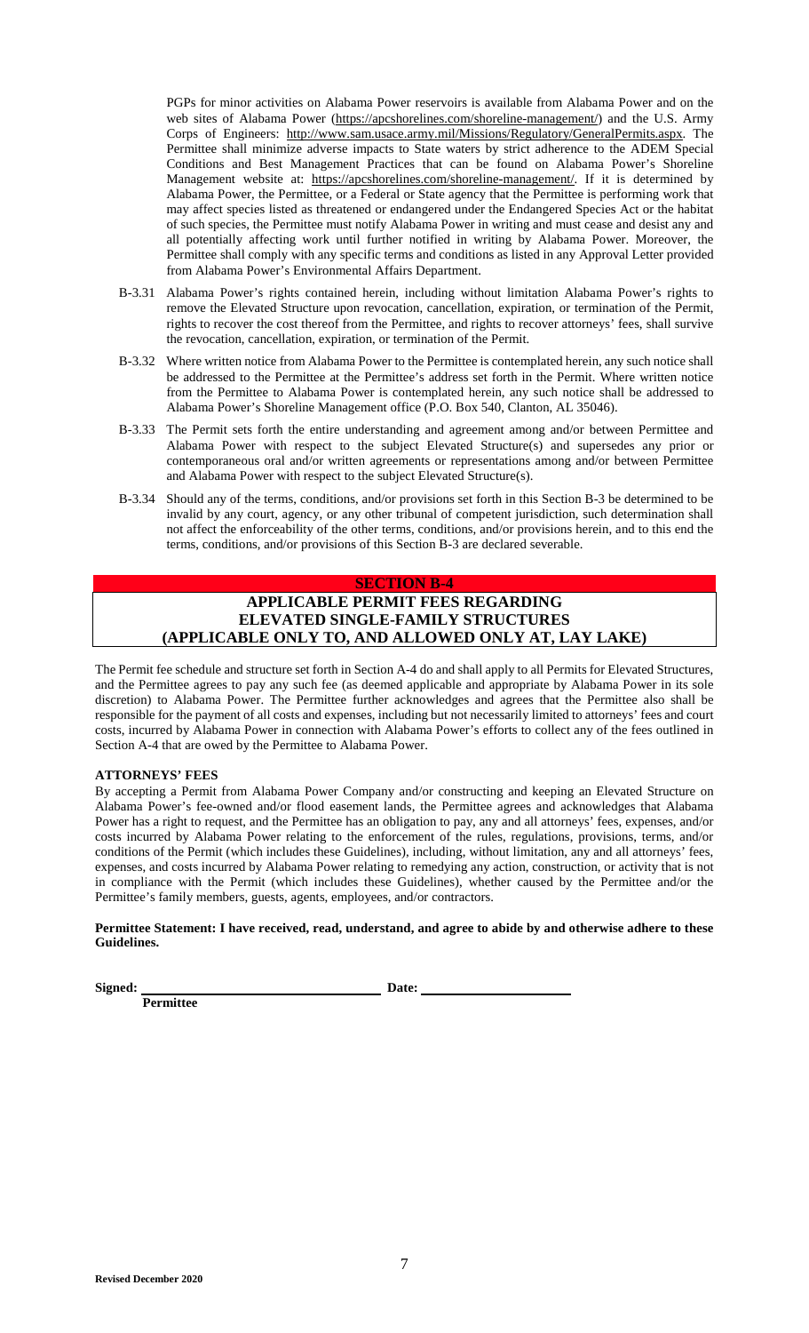PGPs for minor activities on Alabama Power reservoirs is available from Alabama Power and on the web sites of Alabama Power (https://apcshorelines.com/shoreline-management/) and the U.S. Army Corps of Engineers: http://www.sam.usace.army.mil/Missions/Regulatory/GeneralPermits.aspx. The Permittee shall minimize adverse impacts to State waters by strict adherence to the ADEM Special Conditions and Best Management Practices that can be found on Alabama Power's Shoreline Management website at: https://apcshorelines.com/shoreline-management/. If it is determined by Alabama Power, the Permittee, or a Federal or State agency that the Permittee is performing work that may affect species listed as threatened or endangered under the Endangered Species Act or the habitat of such species, the Permittee must notify Alabama Power in writing and must cease and desist any and all potentially affecting work until further notified in writing by Alabama Power. Moreover, the Permittee shall comply with any specific terms and conditions as listed in any Approval Letter provided from Alabama Power's Environmental Affairs Department.

B-3.31 Alabama Power's rights contained herein, including without limitation Alabama Power's rights to remove the Elevated Structure upon revocation, cancellation, expiration, or termination of the Permit, rights to recover the cost thereof from the Permittee, and rights to recover attorneys' fees, shall survive the revocation, cancellation, expiration, or termination of the Permit.

B-3.32 Where written notice from Alabama Power to the Permittee is contemplated herein, any such notice shall be addressed to the Permittee at the Permittee's address set forth in the Permit. Where written notice from the Permittee to Alabama Power is contemplated herein, any such notice shall be addressed to Alabama Power's Shoreline Management office (P.O. Box 540, Clanton, AL 35046).

B-3.33 The Permit sets forth the entire understanding and agreement among and/or between Permittee and Alabama Power with respect to the subject Elevated Structure(s) and supersedes any prior or contemporaneous oral and/or written agreements or representations among and/or between Permittee and Alabama Power with respect to the subject Elevated Structure(s).

B-3.34 Should any of the terms, conditions, and/or provisions set forth in this Section B-3 be determined to be invalid by any court, agency, or any other tribunal of competent jurisdiction, such determination shall not affect the enforceability of the other terms, conditions, and/or provisions herein, and to this end the terms, conditions, and/or provisions of this Section B-3 are declared severable.

## SECTION B-4

## APPLICABLE PERMIT FEES REGARDING ELEVATED SINGLE-FAMILY STRUCTURES (APPLICABLE ONLY TO, AND ALLOWED ONLY AT, LAY LAKE)

The Permit fee schedule and structure set forth in Section A-4 do and shall apply to all Permits for Elevated Structures, and the Permittee agrees to pay any such fee (as deemed applicable and appropriate by Alabama Power in its sole discretion) to Alabama Power. The Permittee further acknowledges and agrees that the Permittee also shall be responsible for the payment of all costs and expenses, including but not necessarily limited to attorneys' fees and court costs, incurred by Alabama Power in connection with Alabama Power's efforts to collect any of the fees outlined in Section A-4 that are owed by the Permittee to Alabama Power.

**ATTORNEYS' FEES**

By accepting a Permit from Alabama Power Company and/or constructing and keeping an Elevated Structure on Alabama Power's fee-owned and/or flood easement lands, the Permittee agrees and acknowledges that Alabama Power has a right to request, and the Permittee has an obligation to pay, any and all attorneys' fees, expenses, and/or costs incurred by Alabama Power relating to the enforcement of the rules, regulations, provisions, terms, and/or conditions of the Permit (which includes these Guidelines), including, without limitation, any and all attorneys' fees, expenses, and costs incurred by Alabama Power relating to remedying any action, construction, or activity that is not in compliance with the Permit (which includes these Guidelines), whether caused by the Permittee and/or the Permittee's family members, guests, agents, employees, and/or contractors.

**Permittee Statement: I have received, read, understand, and agree to abide by and otherwise adhere to these Guidelines.**

**Signed:** ______________________________ **Date:** ____________________
**Permittee**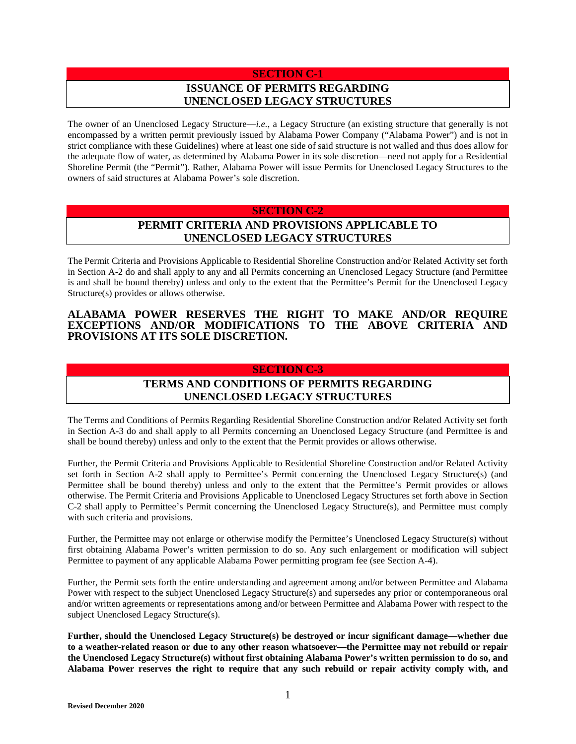## SECTION C-1

## ISSUANCE OF PERMITS REGARDING UNENCLOSED LEGACY STRUCTURES

The owner of an Unenclosed Legacy Structure—*i.e.*, a Legacy Structure (an existing structure that generally is not encompassed by a written permit previously issued by Alabama Power Company ("Alabama Power") and is not in strict compliance with these Guidelines) where at least one side of said structure is not walled and thus does allow for the adequate flow of water, as determined by Alabama Power in its sole discretion—need not apply for a Residential Shoreline Permit (the "Permit"). Rather, Alabama Power will issue Permits for Unenclosed Legacy Structures to the owners of said structures at Alabama Power's sole discretion.

## SECTION C-2

## PERMIT CRITERIA AND PROVISIONS APPLICABLE TO UNENCLOSED LEGACY STRUCTURES

The Permit Criteria and Provisions Applicable to Residential Shoreline Construction and/or Related Activity set forth in Section A-2 do and shall apply to any and all Permits concerning an Unenclosed Legacy Structure (and Permittee is and shall be bound thereby) unless and only to the extent that the Permittee's Permit for the Unenclosed Legacy Structure(s) provides or allows otherwise.

**ALABAMA POWER RESERVES THE RIGHT TO MAKE AND/OR REQUIRE EXCEPTIONS AND/OR MODIFICATIONS TO THE ABOVE CRITERIA AND PROVISIONS AT ITS SOLE DISCRETION.**

## SECTION C-3

## TERMS AND CONDITIONS OF PERMITS REGARDING UNENCLOSED LEGACY STRUCTURES

The Terms and Conditions of Permits Regarding Residential Shoreline Construction and/or Related Activity set forth in Section A-3 do and shall apply to all Permits concerning an Unenclosed Legacy Structure (and Permittee is and shall be bound thereby) unless and only to the extent that the Permit provides or allows otherwise.

Further, the Permit Criteria and Provisions Applicable to Residential Shoreline Construction and/or Related Activity set forth in Section A-2 shall apply to Permittee's Permit concerning the Unenclosed Legacy Structure(s) (and Permittee shall be bound thereby) unless and only to the extent that the Permittee's Permit provides or allows otherwise. The Permit Criteria and Provisions Applicable to Unenclosed Legacy Structures set forth above in Section C-2 shall apply to Permittee's Permit concerning the Unenclosed Legacy Structure(s), and Permittee must comply with such criteria and provisions.

Further, the Permittee may not enlarge or otherwise modify the Permittee's Unenclosed Legacy Structure(s) without first obtaining Alabama Power's written permission to do so. Any such enlargement or modification will subject Permittee to payment of any applicable Alabama Power permitting program fee (see Section A-4).

Further, the Permit sets forth the entire understanding and agreement among and/or between Permittee and Alabama Power with respect to the subject Unenclosed Legacy Structure(s) and supersedes any prior or contemporaneous oral and/or written agreements or representations among and/or between Permittee and Alabama Power with respect to the subject Unenclosed Legacy Structure(s).

**Further, should the Unenclosed Legacy Structure(s) be destroyed or incur significant damage—whether due to a weather-related reason or due to any other reason whatsoever—the Permittee may not rebuild or repair the Unenclosed Legacy Structure(s) without first obtaining Alabama Power's written permission to do so, and Alabama Power reserves the right to require that any such rebuild or repair activity comply with, and**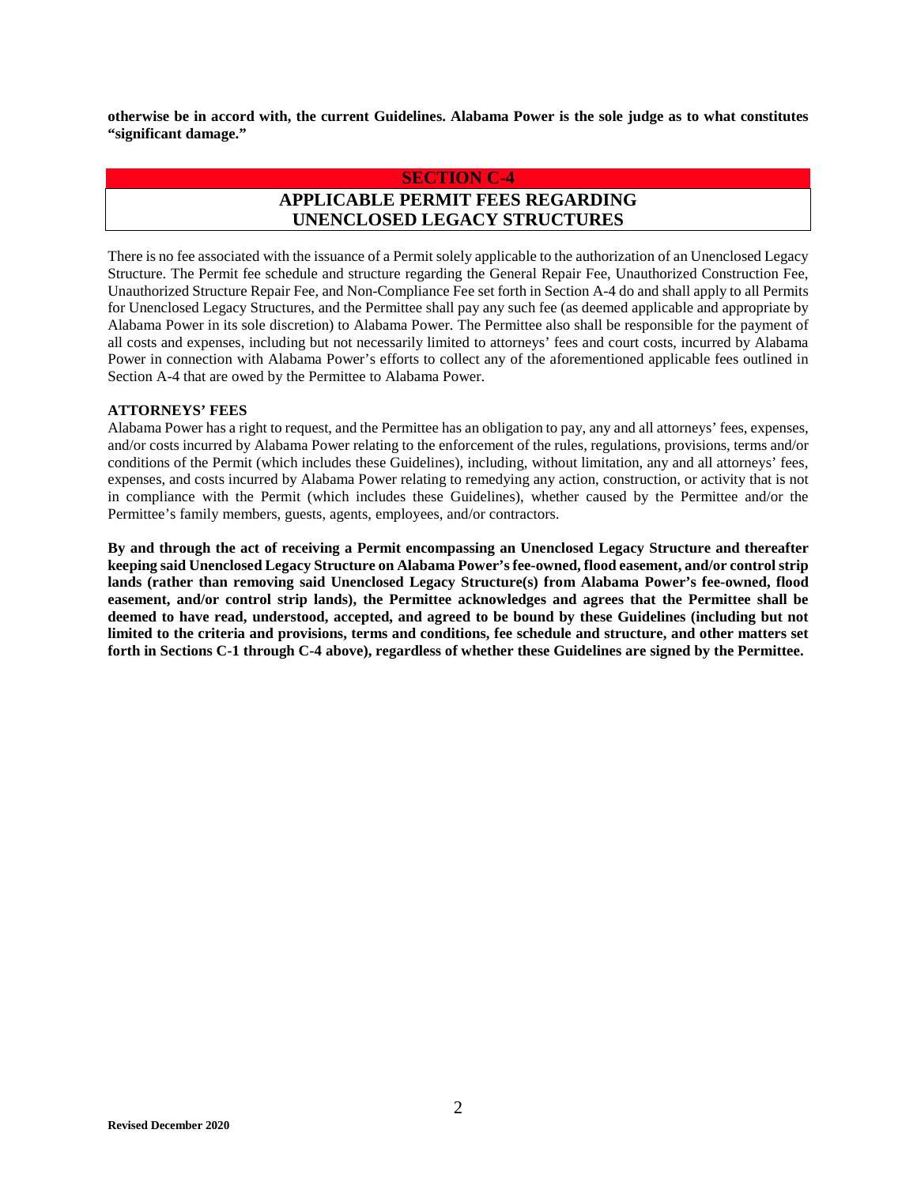**otherwise be in accord with, the current Guidelines. Alabama Power is the sole judge as to what constitutes "significant damage."**

## SECTION C-4

## APPLICABLE PERMIT FEES REGARDING UNENCLOSED LEGACY STRUCTURES

There is no fee associated with the issuance of a Permit solely applicable to the authorization of an Unenclosed Legacy Structure. The Permit fee schedule and structure regarding the General Repair Fee, Unauthorized Construction Fee, Unauthorized Structure Repair Fee, and Non-Compliance Fee set forth in Section A-4 do and shall apply to all Permits for Unenclosed Legacy Structures, and the Permittee shall pay any such fee (as deemed applicable and appropriate by Alabama Power in its sole discretion) to Alabama Power. The Permittee also shall be responsible for the payment of all costs and expenses, including but not necessarily limited to attorneys' fees and court costs, incurred by Alabama Power in connection with Alabama Power's efforts to collect any of the aforementioned applicable fees outlined in Section A-4 that are owed by the Permittee to Alabama Power.

**ATTORNEYS' FEES**

Alabama Power has a right to request, and the Permittee has an obligation to pay, any and all attorneys' fees, expenses, and/or costs incurred by Alabama Power relating to the enforcement of the rules, regulations, provisions, terms and/or conditions of the Permit (which includes these Guidelines), including, without limitation, any and all attorneys' fees, expenses, and costs incurred by Alabama Power relating to remedying any action, construction, or activity that is not in compliance with the Permit (which includes these Guidelines), whether caused by the Permittee and/or the Permittee's family members, guests, agents, employees, and/or contractors.

**By and through the act of receiving a Permit encompassing an Unenclosed Legacy Structure and thereafter keeping said Unenclosed Legacy Structure on Alabama Power's fee-owned, flood easement, and/or control strip lands (rather than removing said Unenclosed Legacy Structure(s) from Alabama Power's fee-owned, flood easement, and/or control strip lands), the Permittee acknowledges and agrees that the Permittee shall be deemed to have read, understood, accepted, and agreed to be bound by these Guidelines (including but not limited to the criteria and provisions, terms and conditions, fee schedule and structure, and other matters set forth in Sections C-1 through C-4 above), regardless of whether these Guidelines are signed by the Permittee.**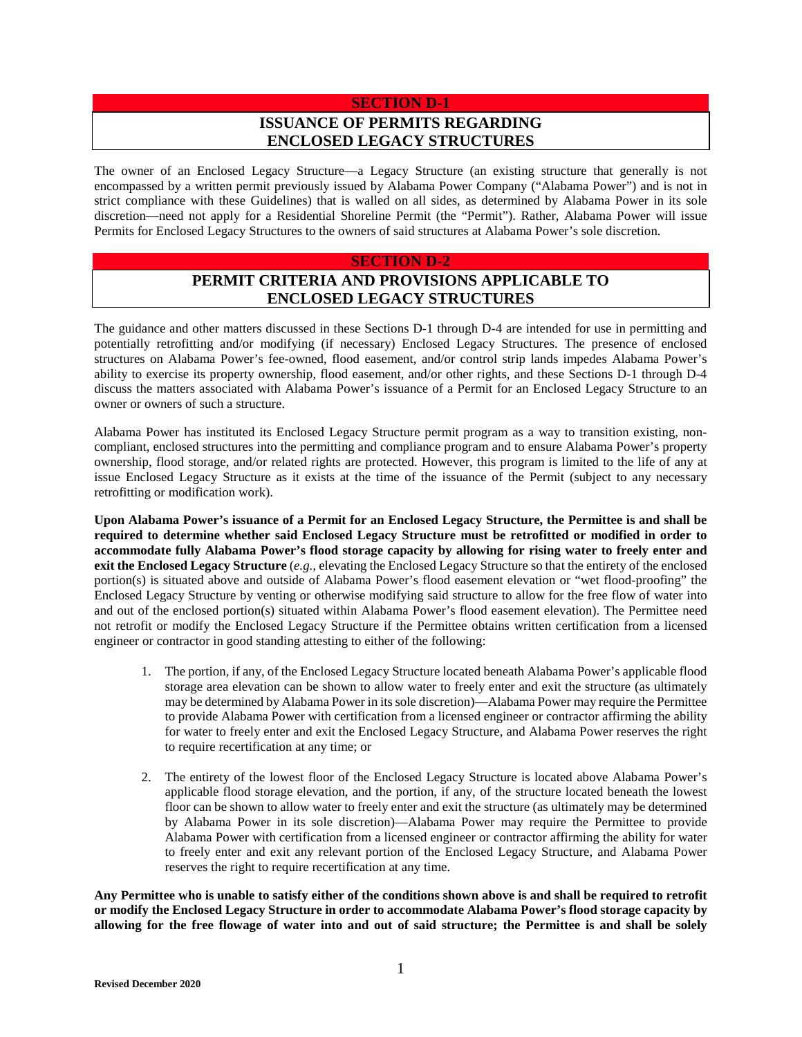## SECTION D-1

## ISSUANCE OF PERMITS REGARDING ENCLOSED LEGACY STRUCTURES

The owner of an Enclosed Legacy Structure—a Legacy Structure (an existing structure that generally is not encompassed by a written permit previously issued by Alabama Power Company ("Alabama Power") and is not in strict compliance with these Guidelines) that is walled on all sides, as determined by Alabama Power in its sole discretion—need not apply for a Residential Shoreline Permit (the "Permit"). Rather, Alabama Power will issue Permits for Enclosed Legacy Structures to the owners of said structures at Alabama Power's sole discretion.

## SECTION D-2

## PERMIT CRITERIA AND PROVISIONS APPLICABLE TO ENCLOSED LEGACY STRUCTURES

The guidance and other matters discussed in these Sections D-1 through D-4 are intended for use in permitting and potentially retrofitting and/or modifying (if necessary) Enclosed Legacy Structures. The presence of enclosed structures on Alabama Power's fee-owned, flood easement, and/or control strip lands impedes Alabama Power's ability to exercise its property ownership, flood easement, and/or other rights, and these Sections D-1 through D-4 discuss the matters associated with Alabama Power's issuance of a Permit for an Enclosed Legacy Structure to an owner or owners of such a structure.

Alabama Power has instituted its Enclosed Legacy Structure permit program as a way to transition existing, non-compliant, enclosed structures into the permitting and compliance program and to ensure Alabama Power's property ownership, flood storage, and/or related rights are protected. However, this program is limited to the life of any at issue Enclosed Legacy Structure as it exists at the time of the issuance of the Permit (subject to any necessary retrofitting or modification work).

**Upon Alabama Power's issuance of a Permit for an Enclosed Legacy Structure, the Permittee is and shall be required to determine whether said Enclosed Legacy Structure must be retrofitted or modified in order to accommodate fully Alabama Power's flood storage capacity by allowing for rising water to freely enter and exit the Enclosed Legacy Structure** (*e.g.*, elevating the Enclosed Legacy Structure so that the entirety of the enclosed portion(s) is situated above and outside of Alabama Power's flood easement elevation or "wet flood-proofing" the Enclosed Legacy Structure by venting or otherwise modifying said structure to allow for the free flow of water into and out of the enclosed portion(s) situated within Alabama Power's flood easement elevation). The Permittee need not retrofit or modify the Enclosed Legacy Structure if the Permittee obtains written certification from a licensed engineer or contractor in good standing attesting to either of the following:

1. The portion, if any, of the Enclosed Legacy Structure located beneath Alabama Power's applicable flood storage area elevation can be shown to allow water to freely enter and exit the structure (as ultimately may be determined by Alabama Power in its sole discretion)—Alabama Power may require the Permittee to provide Alabama Power with certification from a licensed engineer or contractor affirming the ability for water to freely enter and exit the Enclosed Legacy Structure, and Alabama Power reserves the right to require recertification at any time; or

2. The entirety of the lowest floor of the Enclosed Legacy Structure is located above Alabama Power's applicable flood storage elevation, and the portion, if any, of the structure located beneath the lowest floor can be shown to allow water to freely enter and exit the structure (as ultimately may be determined by Alabama Power in its sole discretion)—Alabama Power may require the Permittee to provide Alabama Power with certification from a licensed engineer or contractor affirming the ability for water to freely enter and exit any relevant portion of the Enclosed Legacy Structure, and Alabama Power reserves the right to require recertification at any time.

**Any Permittee who is unable to satisfy either of the conditions shown above is and shall be required to retrofit or modify the Enclosed Legacy Structure in order to accommodate Alabama Power's flood storage capacity by allowing for the free flowage of water into and out of said structure; the Permittee is and shall be solely**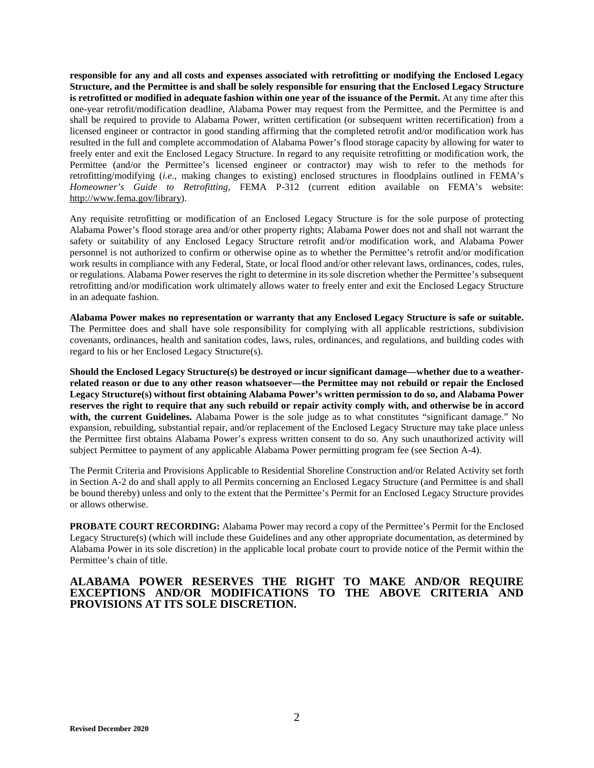**responsible for any and all costs and expenses associated with retrofitting or modifying the Enclosed Legacy Structure, and the Permittee is and shall be solely responsible for ensuring that the Enclosed Legacy Structure is retrofitted or modified in adequate fashion within one year of the issuance of the Permit.** At any time after this one-year retrofit/modification deadline, Alabama Power may request from the Permittee, and the Permittee is and shall be required to provide to Alabama Power, written certification (or subsequent written recertification) from a licensed engineer or contractor in good standing affirming that the completed retrofit and/or modification work has resulted in the full and complete accommodation of Alabama Power's flood storage capacity by allowing for water to freely enter and exit the Enclosed Legacy Structure. In regard to any requisite retrofitting or modification work, the Permittee (and/or the Permittee's licensed engineer or contractor) may wish to refer to the methods for retrofitting/modifying (*i.e.*, making changes to existing) enclosed structures in floodplains outlined in FEMA's *Homeowner's Guide to Retrofitting*, FEMA P-312 (current edition available on FEMA's website: http://www.fema.gov/library).

Any requisite retrofitting or modification of an Enclosed Legacy Structure is for the sole purpose of protecting Alabama Power's flood storage area and/or other property rights; Alabama Power does not and shall not warrant the safety or suitability of any Enclosed Legacy Structure retrofit and/or modification work, and Alabama Power personnel is not authorized to confirm or otherwise opine as to whether the Permittee's retrofit and/or modification work results in compliance with any Federal, State, or local flood and/or other relevant laws, ordinances, codes, rules, or regulations. Alabama Power reserves the right to determine in its sole discretion whether the Permittee's subsequent retrofitting and/or modification work ultimately allows water to freely enter and exit the Enclosed Legacy Structure in an adequate fashion.

**Alabama Power makes no representation or warranty that any Enclosed Legacy Structure is safe or suitable.** The Permittee does and shall have sole responsibility for complying with all applicable restrictions, subdivision covenants, ordinances, health and sanitation codes, laws, rules, ordinances, and regulations, and building codes with regard to his or her Enclosed Legacy Structure(s).

**Should the Enclosed Legacy Structure(s) be destroyed or incur significant damage—whether due to a weather-related reason or due to any other reason whatsoever—the Permittee may not rebuild or repair the Enclosed Legacy Structure(s) without first obtaining Alabama Power's written permission to do so, and Alabama Power reserves the right to require that any such rebuild or repair activity comply with, and otherwise be in accord with, the current Guidelines.** Alabama Power is the sole judge as to what constitutes "significant damage." No expansion, rebuilding, substantial repair, and/or replacement of the Enclosed Legacy Structure may take place unless the Permittee first obtains Alabama Power's express written consent to do so. Any such unauthorized activity will subject Permittee to payment of any applicable Alabama Power permitting program fee (see Section A-4).

The Permit Criteria and Provisions Applicable to Residential Shoreline Construction and/or Related Activity set forth in Section A-2 do and shall apply to all Permits concerning an Enclosed Legacy Structure (and Permittee is and shall be bound thereby) unless and only to the extent that the Permittee's Permit for an Enclosed Legacy Structure provides or allows otherwise.

**PROBATE COURT RECORDING:** Alabama Power may record a copy of the Permittee's Permit for the Enclosed Legacy Structure(s) (which will include these Guidelines and any other appropriate documentation, as determined by Alabama Power in its sole discretion) in the applicable local probate court to provide notice of the Permit within the Permittee's chain of title.

## ALABAMA POWER RESERVES THE RIGHT TO MAKE AND/OR REQUIRE EXCEPTIONS AND/OR MODIFICATIONS TO THE ABOVE CRITERIA AND PROVISIONS AT ITS SOLE DISCRETION.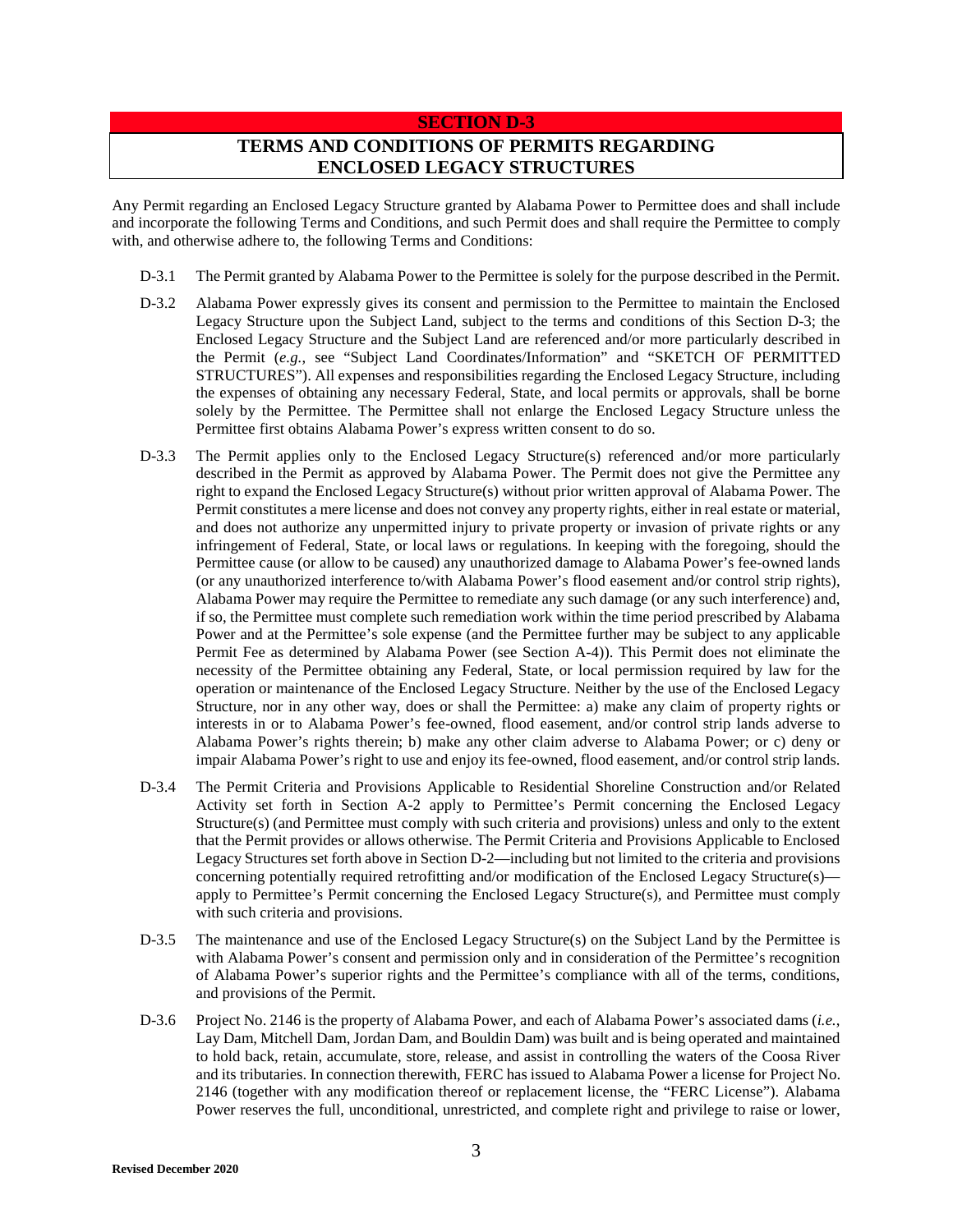## SECTION D-3

## TERMS AND CONDITIONS OF PERMITS REGARDING ENCLOSED LEGACY STRUCTURES

Any Permit regarding an Enclosed Legacy Structure granted by Alabama Power to Permittee does and shall include and incorporate the following Terms and Conditions, and such Permit does and shall require the Permittee to comply with, and otherwise adhere to, the following Terms and Conditions:

D-3.1 The Permit granted by Alabama Power to the Permittee is solely for the purpose described in the Permit.

D-3.2 Alabama Power expressly gives its consent and permission to the Permittee to maintain the Enclosed Legacy Structure upon the Subject Land, subject to the terms and conditions of this Section D-3; the Enclosed Legacy Structure and the Subject Land are referenced and/or more particularly described in the Permit (*e.g.*, see "Subject Land Coordinates/Information" and "SKETCH OF PERMITTED STRUCTURES"). All expenses and responsibilities regarding the Enclosed Legacy Structure, including the expenses of obtaining any necessary Federal, State, and local permits or approvals, shall be borne solely by the Permittee. The Permittee shall not enlarge the Enclosed Legacy Structure unless the Permittee first obtains Alabama Power's express written consent to do so.

D-3.3 The Permit applies only to the Enclosed Legacy Structure(s) referenced and/or more particularly described in the Permit as approved by Alabama Power. The Permit does not give the Permittee any right to expand the Enclosed Legacy Structure(s) without prior written approval of Alabama Power. The Permit constitutes a mere license and does not convey any property rights, either in real estate or material, and does not authorize any unpermitted injury to private property or invasion of private rights or any infringement of Federal, State, or local laws or regulations. In keeping with the foregoing, should the Permittee cause (or allow to be caused) any unauthorized damage to Alabama Power's fee-owned lands (or any unauthorized interference to/with Alabama Power's flood easement and/or control strip rights), Alabama Power may require the Permittee to remediate any such damage (or any such interference) and, if so, the Permittee must complete such remediation work within the time period prescribed by Alabama Power and at the Permittee's sole expense (and the Permittee further may be subject to any applicable Permit Fee as determined by Alabama Power (see Section A-4)). This Permit does not eliminate the necessity of the Permittee obtaining any Federal, State, or local permission required by law for the operation or maintenance of the Enclosed Legacy Structure. Neither by the use of the Enclosed Legacy Structure, nor in any other way, does or shall the Permittee: a) make any claim of property rights or interests in or to Alabama Power's fee-owned, flood easement, and/or control strip lands adverse to Alabama Power's rights therein; b) make any other claim adverse to Alabama Power; or c) deny or impair Alabama Power's right to use and enjoy its fee-owned, flood easement, and/or control strip lands.

D-3.4 The Permit Criteria and Provisions Applicable to Residential Shoreline Construction and/or Related Activity set forth in Section A-2 apply to Permittee's Permit concerning the Enclosed Legacy Structure(s) (and Permittee must comply with such criteria and provisions) unless and only to the extent that the Permit provides or allows otherwise. The Permit Criteria and Provisions Applicable to Enclosed Legacy Structures set forth above in Section D-2—including but not limited to the criteria and provisions concerning potentially required retrofitting and/or modification of the Enclosed Legacy Structure(s)—apply to Permittee's Permit concerning the Enclosed Legacy Structure(s), and Permittee must comply with such criteria and provisions.

D-3.5 The maintenance and use of the Enclosed Legacy Structure(s) on the Subject Land by the Permittee is with Alabama Power's consent and permission only and in consideration of the Permittee's recognition of Alabama Power's superior rights and the Permittee's compliance with all of the terms, conditions, and provisions of the Permit.

D-3.6 Project No. 2146 is the property of Alabama Power, and each of Alabama Power's associated dams (*i.e.*, Lay Dam, Mitchell Dam, Jordan Dam, and Bouldin Dam) was built and is being operated and maintained to hold back, retain, accumulate, store, release, and assist in controlling the waters of the Coosa River and its tributaries. In connection therewith, FERC has issued to Alabama Power a license for Project No. 2146 (together with any modification thereof or replacement license, the "FERC License"). Alabama Power reserves the full, unconditional, unrestricted, and complete right and privilege to raise or lower,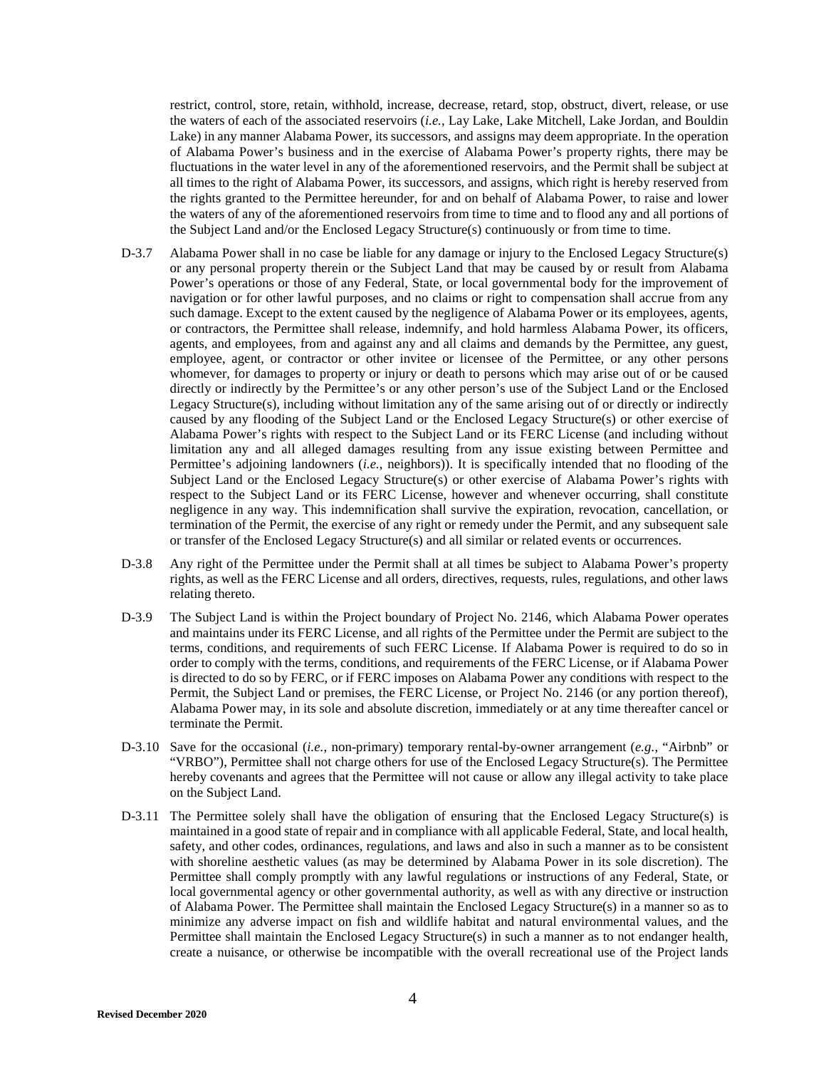restrict, control, store, retain, withhold, increase, decrease, retard, stop, obstruct, divert, release, or use the waters of each of the associated reservoirs (*i.e.*, Lay Lake, Lake Mitchell, Lake Jordan, and Bouldin Lake) in any manner Alabama Power, its successors, and assigns may deem appropriate. In the operation of Alabama Power's business and in the exercise of Alabama Power's property rights, there may be fluctuations in the water level in any of the aforementioned reservoirs, and the Permit shall be subject at all times to the right of Alabama Power, its successors, and assigns, which right is hereby reserved from the rights granted to the Permittee hereunder, for and on behalf of Alabama Power, to raise and lower the waters of any of the aforementioned reservoirs from time to time and to flood any and all portions of the Subject Land and/or the Enclosed Legacy Structure(s) continuously or from time to time.

D-3.7 Alabama Power shall in no case be liable for any damage or injury to the Enclosed Legacy Structure(s) or any personal property therein or the Subject Land that may be caused by or result from Alabama Power's operations or those of any Federal, State, or local governmental body for the improvement of navigation or for other lawful purposes, and no claims or right to compensation shall accrue from any such damage. Except to the extent caused by the negligence of Alabama Power or its employees, agents, or contractors, the Permittee shall release, indemnify, and hold harmless Alabama Power, its officers, agents, and employees, from and against any and all claims and demands by the Permittee, any guest, employee, agent, or contractor or other invitee or licensee of the Permittee, or any other persons whomever, for damages to property or injury or death to persons which may arise out of or be caused directly or indirectly by the Permittee's or any other person's use of the Subject Land or the Enclosed Legacy Structure(s), including without limitation any of the same arising out of or directly or indirectly caused by any flooding of the Subject Land or the Enclosed Legacy Structure(s) or other exercise of Alabama Power's rights with respect to the Subject Land or its FERC License (and including without limitation any and all alleged damages resulting from any issue existing between Permittee and Permittee's adjoining landowners (*i.e.*, neighbors)). It is specifically intended that no flooding of the Subject Land or the Enclosed Legacy Structure(s) or other exercise of Alabama Power's rights with respect to the Subject Land or its FERC License, however and whenever occurring, shall constitute negligence in any way. This indemnification shall survive the expiration, revocation, cancellation, or termination of the Permit, the exercise of any right or remedy under the Permit, and any subsequent sale or transfer of the Enclosed Legacy Structure(s) and all similar or related events or occurrences.

D-3.8 Any right of the Permittee under the Permit shall at all times be subject to Alabama Power's property rights, as well as the FERC License and all orders, directives, requests, rules, regulations, and other laws relating thereto.

D-3.9 The Subject Land is within the Project boundary of Project No. 2146, which Alabama Power operates and maintains under its FERC License, and all rights of the Permittee under the Permit are subject to the terms, conditions, and requirements of such FERC License. If Alabama Power is required to do so in order to comply with the terms, conditions, and requirements of the FERC License, or if Alabama Power is directed to do so by FERC, or if FERC imposes on Alabama Power any conditions with respect to the Permit, the Subject Land or premises, the FERC License, or Project No. 2146 (or any portion thereof), Alabama Power may, in its sole and absolute discretion, immediately or at any time thereafter cancel or terminate the Permit.

D-3.10 Save for the occasional (*i.e.*, non-primary) temporary rental-by-owner arrangement (*e.g.*, "Airbnb" or "VRBO"), Permittee shall not charge others for use of the Enclosed Legacy Structure(s). The Permittee hereby covenants and agrees that the Permittee will not cause or allow any illegal activity to take place on the Subject Land.

D-3.11 The Permittee solely shall have the obligation of ensuring that the Enclosed Legacy Structure(s) is maintained in a good state of repair and in compliance with all applicable Federal, State, and local health, safety, and other codes, ordinances, regulations, and laws and also in such a manner as to be consistent with shoreline aesthetic values (as may be determined by Alabama Power in its sole discretion). The Permittee shall comply promptly with any lawful regulations or instructions of any Federal, State, or local governmental agency or other governmental authority, as well as with any directive or instruction of Alabama Power. The Permittee shall maintain the Enclosed Legacy Structure(s) in a manner so as to minimize any adverse impact on fish and wildlife habitat and natural environmental values, and the Permittee shall maintain the Enclosed Legacy Structure(s) in such a manner as to not endanger health, create a nuisance, or otherwise be incompatible with the overall recreational use of the Project lands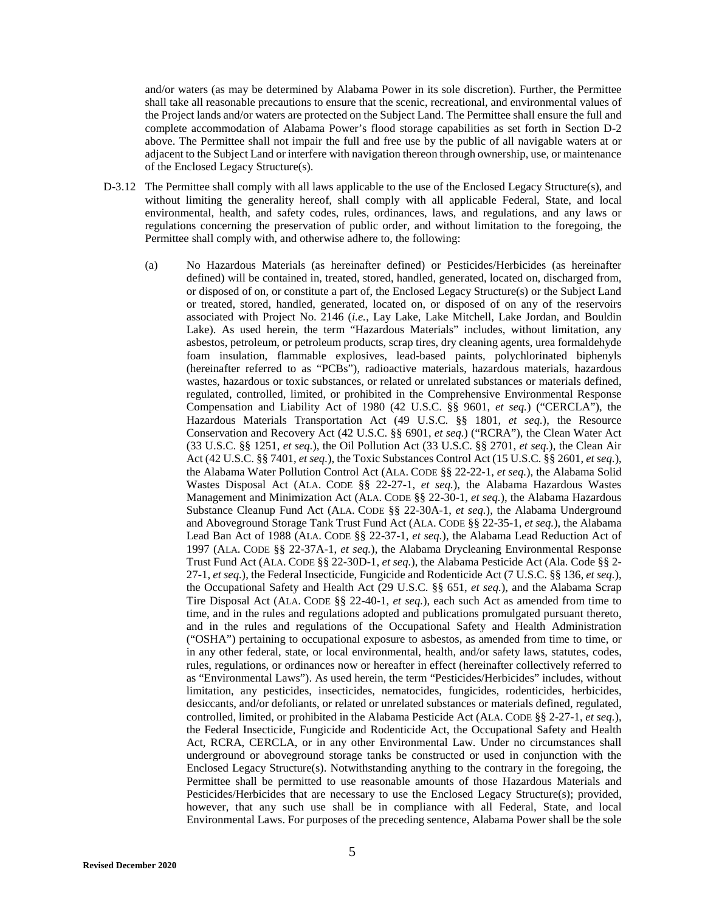and/or waters (as may be determined by Alabama Power in its sole discretion). Further, the Permittee shall take all reasonable precautions to ensure that the scenic, recreational, and environmental values of the Project lands and/or waters are protected on the Subject Land. The Permittee shall ensure the full and complete accommodation of Alabama Power's flood storage capabilities as set forth in Section D-2 above. The Permittee shall not impair the full and free use by the public of all navigable waters at or adjacent to the Subject Land or interfere with navigation thereon through ownership, use, or maintenance of the Enclosed Legacy Structure(s).

D-3.12 The Permittee shall comply with all laws applicable to the use of the Enclosed Legacy Structure(s), and without limiting the generality hereof, shall comply with all applicable Federal, State, and local environmental, health, and safety codes, rules, ordinances, laws, and regulations, and any laws or regulations concerning the preservation of public order, and without limitation to the foregoing, the Permittee shall comply with, and otherwise adhere to, the following:

(a) No Hazardous Materials (as hereinafter defined) or Pesticides/Herbicides (as hereinafter defined) will be contained in, treated, stored, handled, generated, located on, discharged from, or disposed of on, or constitute a part of, the Enclosed Legacy Structure(s) or the Subject Land or treated, stored, handled, generated, located on, or disposed of on any of the reservoirs associated with Project No. 2146 (*i.e.*, Lay Lake, Lake Mitchell, Lake Jordan, and Bouldin Lake). As used herein, the term "Hazardous Materials" includes, without limitation, any asbestos, petroleum, or petroleum products, scrap tires, dry cleaning agents, urea formaldehyde foam insulation, flammable explosives, lead-based paints, polychlorinated biphenyls (hereinafter referred to as "PCBs"), radioactive materials, hazardous materials, hazardous wastes, hazardous or toxic substances, or related or unrelated substances or materials defined, regulated, controlled, limited, or prohibited in the Comprehensive Environmental Response Compensation and Liability Act of 1980 (42 U.S.C. §§ 9601, *et seq.*) ("CERCLA"), the Hazardous Materials Transportation Act (49 U.S.C. §§ 1801, *et seq.*), the Resource Conservation and Recovery Act (42 U.S.C. §§ 6901, *et seq.*) ("RCRA"), the Clean Water Act (33 U.S.C. §§ 1251, *et seq.*), the Oil Pollution Act (33 U.S.C. §§ 2701, *et seq.*), the Clean Air Act (42 U.S.C. §§ 7401, *et seq.*), the Toxic Substances Control Act (15 U.S.C. §§ 2601, *et seq.*), the Alabama Water Pollution Control Act (ALA. CODE §§ 22-22-1, *et seq.*), the Alabama Solid Wastes Disposal Act (ALA. CODE §§ 22-27-1, *et seq.*), the Alabama Hazardous Wastes Management and Minimization Act (ALA. CODE §§ 22-30-1, *et seq.*), the Alabama Hazardous Substance Cleanup Fund Act (ALA. CODE §§ 22-30A-1, *et seq.*), the Alabama Underground and Aboveground Storage Tank Trust Fund Act (ALA. CODE §§ 22-35-1, *et seq.*), the Alabama Lead Ban Act of 1988 (ALA. CODE §§ 22-37-1, *et seq.*), the Alabama Lead Reduction Act of 1997 (ALA. CODE §§ 22-37A-1, *et seq.*), the Alabama Drycleaning Environmental Response Trust Fund Act (ALA. CODE §§ 22-30D-1, *et seq.*), the Alabama Pesticide Act (Ala. Code §§ 2-27-1, *et seq.*), the Federal Insecticide, Fungicide and Rodenticide Act (7 U.S.C. §§ 136, *et seq.*), the Occupational Safety and Health Act (29 U.S.C. §§ 651, *et seq.*), and the Alabama Scrap Tire Disposal Act (ALA. CODE §§ 22-40-1, *et seq.*), each such Act as amended from time to time, and in the rules and regulations adopted and publications promulgated pursuant thereto, and in the rules and regulations of the Occupational Safety and Health Administration ("OSHA") pertaining to occupational exposure to asbestos, as amended from time to time, or in any other federal, state, or local environmental, health, and/or safety laws, statutes, codes, rules, regulations, or ordinances now or hereafter in effect (hereinafter collectively referred to as "Environmental Laws"). As used herein, the term "Pesticides/Herbicides" includes, without limitation, any pesticides, insecticides, nematocides, fungicides, rodenticides, herbicides, desiccants, and/or defoliants, or related or unrelated substances or materials defined, regulated, controlled, limited, or prohibited in the Alabama Pesticide Act (ALA. CODE §§ 2-27-1, *et seq.*), the Federal Insecticide, Fungicide and Rodenticide Act, the Occupational Safety and Health Act, RCRA, CERCLA, or in any other Environmental Law. Under no circumstances shall underground or aboveground storage tanks be constructed or used in conjunction with the Enclosed Legacy Structure(s). Notwithstanding anything to the contrary in the foregoing, the Permittee shall be permitted to use reasonable amounts of those Hazardous Materials and Pesticides/Herbicides that are necessary to use the Enclosed Legacy Structure(s); provided, however, that any such use shall be in compliance with all Federal, State, and local Environmental Laws. For purposes of the preceding sentence, Alabama Power shall be the sole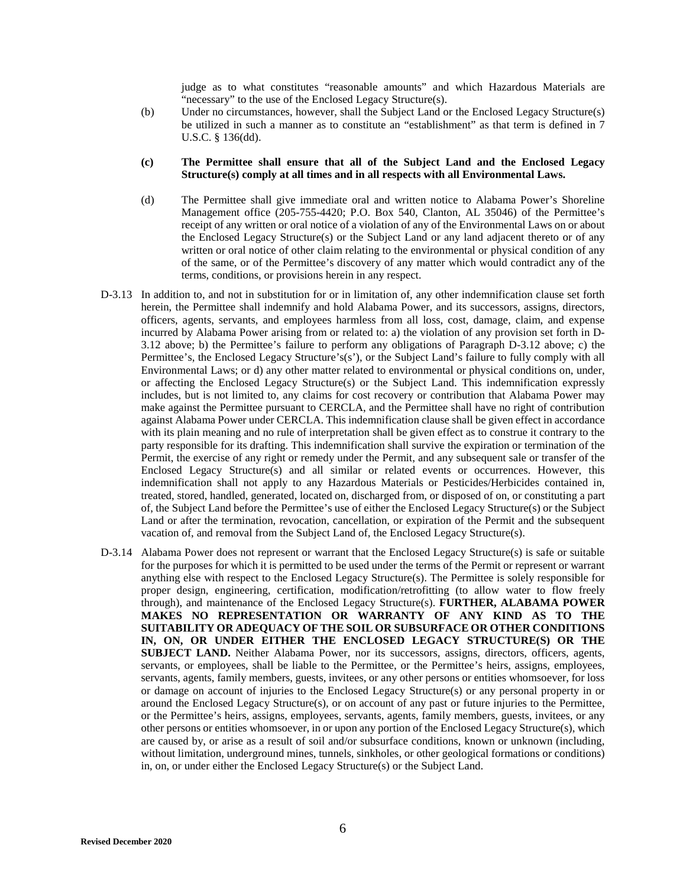judge as to what constitutes "reasonable amounts" and which Hazardous Materials are "necessary" to the use of the Enclosed Legacy Structure(s).

(b) Under no circumstances, however, shall the Subject Land or the Enclosed Legacy Structure(s) be utilized in such a manner as to constitute an "establishment" as that term is defined in 7 U.S.C. § 136(dd).

**(c) The Permittee shall ensure that all of the Subject Land and the Enclosed Legacy Structure(s) comply at all times and in all respects with all Environmental Laws.**

(d) The Permittee shall give immediate oral and written notice to Alabama Power's Shoreline Management office (205-755-4420; P.O. Box 540, Clanton, AL 35046) of the Permittee's receipt of any written or oral notice of a violation of any of the Environmental Laws on or about the Enclosed Legacy Structure(s) or the Subject Land or any land adjacent thereto or of any written or oral notice of other claim relating to the environmental or physical condition of any of the same, or of the Permittee's discovery of any matter which would contradict any of the terms, conditions, or provisions herein in any respect.

D-3.13 In addition to, and not in substitution for or in limitation of, any other indemnification clause set forth herein, the Permittee shall indemnify and hold Alabama Power, and its successors, assigns, directors, officers, agents, servants, and employees harmless from all loss, cost, damage, claim, and expense incurred by Alabama Power arising from or related to: a) the violation of any provision set forth in D-3.12 above; b) the Permittee's failure to perform any obligations of Paragraph D-3.12 above; c) the Permittee's, the Enclosed Legacy Structure's(s'), or the Subject Land's failure to fully comply with all Environmental Laws; or d) any other matter related to environmental or physical conditions on, under, or affecting the Enclosed Legacy Structure(s) or the Subject Land. This indemnification expressly includes, but is not limited to, any claims for cost recovery or contribution that Alabama Power may make against the Permittee pursuant to CERCLA, and the Permittee shall have no right of contribution against Alabama Power under CERCLA. This indemnification clause shall be given effect in accordance with its plain meaning and no rule of interpretation shall be given effect as to construe it contrary to the party responsible for its drafting. This indemnification shall survive the expiration or termination of the Permit, the exercise of any right or remedy under the Permit, and any subsequent sale or transfer of the Enclosed Legacy Structure(s) and all similar or related events or occurrences. However, this indemnification shall not apply to any Hazardous Materials or Pesticides/Herbicides contained in, treated, stored, handled, generated, located on, discharged from, or disposed of on, or constituting a part of, the Subject Land before the Permittee's use of either the Enclosed Legacy Structure(s) or the Subject Land or after the termination, revocation, cancellation, or expiration of the Permit and the subsequent vacation of, and removal from the Subject Land of, the Enclosed Legacy Structure(s).

D-3.14 Alabama Power does not represent or warrant that the Enclosed Legacy Structure(s) is safe or suitable for the purposes for which it is permitted to be used under the terms of the Permit or represent or warrant anything else with respect to the Enclosed Legacy Structure(s). The Permittee is solely responsible for proper design, engineering, certification, modification/retrofitting (to allow water to flow freely through), and maintenance of the Enclosed Legacy Structure(s). **FURTHER, ALABAMA POWER MAKES NO REPRESENTATION OR WARRANTY OF ANY KIND AS TO THE SUITABILITY OR ADEQUACY OF THE SOIL OR SUBSURFACE OR OTHER CONDITIONS IN, ON, OR UNDER EITHER THE ENCLOSED LEGACY STRUCTURE(S) OR THE SUBJECT LAND.** Neither Alabama Power, nor its successors, assigns, directors, officers, agents, servants, or employees, shall be liable to the Permittee, or the Permittee's heirs, assigns, employees, servants, agents, family members, guests, invitees, or any other persons or entities whomsoever, for loss or damage on account of injuries to the Enclosed Legacy Structure(s) or any personal property in or around the Enclosed Legacy Structure(s), or on account of any past or future injuries to the Permittee, or the Permittee's heirs, assigns, employees, servants, agents, family members, guests, invitees, or any other persons or entities whomsoever, in or upon any portion of the Enclosed Legacy Structure(s), which are caused by, or arise as a result of soil and/or subsurface conditions, known or unknown (including, without limitation, underground mines, tunnels, sinkholes, or other geological formations or conditions) in, on, or under either the Enclosed Legacy Structure(s) or the Subject Land.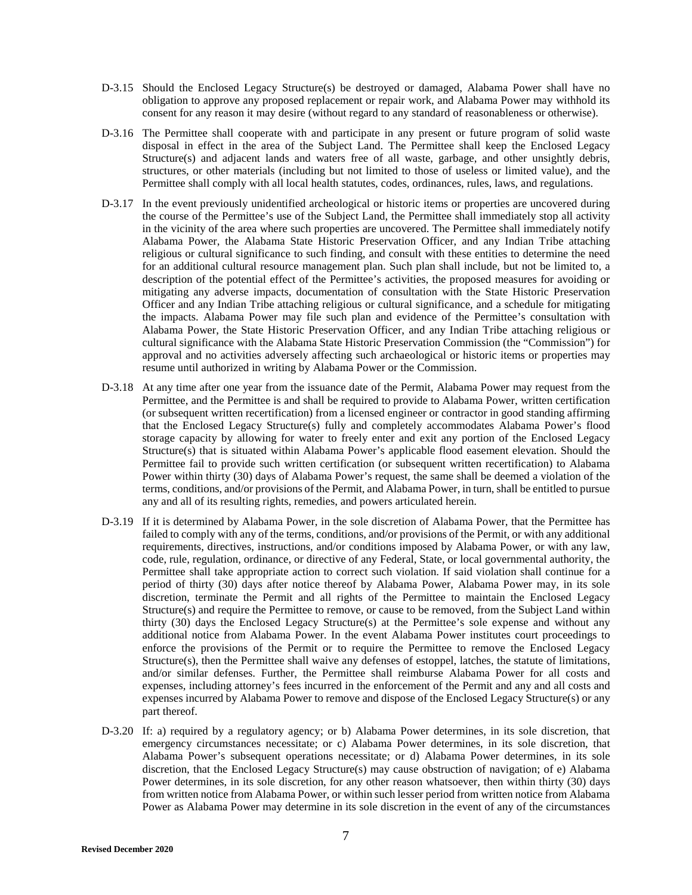D-3.15 Should the Enclosed Legacy Structure(s) be destroyed or damaged, Alabama Power shall have no obligation to approve any proposed replacement or repair work, and Alabama Power may withhold its consent for any reason it may desire (without regard to any standard of reasonableness or otherwise).

D-3.16 The Permittee shall cooperate with and participate in any present or future program of solid waste disposal in effect in the area of the Subject Land. The Permittee shall keep the Enclosed Legacy Structure(s) and adjacent lands and waters free of all waste, garbage, and other unsightly debris, structures, or other materials (including but not limited to those of useless or limited value), and the Permittee shall comply with all local health statutes, codes, ordinances, rules, laws, and regulations.

D-3.17 In the event previously unidentified archeological or historic items or properties are uncovered during the course of the Permittee's use of the Subject Land, the Permittee shall immediately stop all activity in the vicinity of the area where such properties are uncovered. The Permittee shall immediately notify Alabama Power, the Alabama State Historic Preservation Officer, and any Indian Tribe attaching religious or cultural significance to such finding, and consult with these entities to determine the need for an additional cultural resource management plan. Such plan shall include, but not be limited to, a description of the potential effect of the Permittee's activities, the proposed measures for avoiding or mitigating any adverse impacts, documentation of consultation with the State Historic Preservation Officer and any Indian Tribe attaching religious or cultural significance, and a schedule for mitigating the impacts. Alabama Power may file such plan and evidence of the Permittee's consultation with Alabama Power, the State Historic Preservation Officer, and any Indian Tribe attaching religious or cultural significance with the Alabama State Historic Preservation Commission (the "Commission") for approval and no activities adversely affecting such archaeological or historic items or properties may resume until authorized in writing by Alabama Power or the Commission.

D-3.18 At any time after one year from the issuance date of the Permit, Alabama Power may request from the Permittee, and the Permittee is and shall be required to provide to Alabama Power, written certification (or subsequent written recertification) from a licensed engineer or contractor in good standing affirming that the Enclosed Legacy Structure(s) fully and completely accommodates Alabama Power's flood storage capacity by allowing for water to freely enter and exit any portion of the Enclosed Legacy Structure(s) that is situated within Alabama Power's applicable flood easement elevation. Should the Permittee fail to provide such written certification (or subsequent written recertification) to Alabama Power within thirty (30) days of Alabama Power's request, the same shall be deemed a violation of the terms, conditions, and/or provisions of the Permit, and Alabama Power, in turn, shall be entitled to pursue any and all of its resulting rights, remedies, and powers articulated herein.

D-3.19 If it is determined by Alabama Power, in the sole discretion of Alabama Power, that the Permittee has failed to comply with any of the terms, conditions, and/or provisions of the Permit, or with any additional requirements, directives, instructions, and/or conditions imposed by Alabama Power, or with any law, code, rule, regulation, ordinance, or directive of any Federal, State, or local governmental authority, the Permittee shall take appropriate action to correct such violation. If said violation shall continue for a period of thirty (30) days after notice thereof by Alabama Power, Alabama Power may, in its sole discretion, terminate the Permit and all rights of the Permittee to maintain the Enclosed Legacy Structure(s) and require the Permittee to remove, or cause to be removed, from the Subject Land within thirty (30) days the Enclosed Legacy Structure(s) at the Permittee's sole expense and without any additional notice from Alabama Power. In the event Alabama Power institutes court proceedings to enforce the provisions of the Permit or to require the Permittee to remove the Enclosed Legacy Structure(s), then the Permittee shall waive any defenses of estoppel, latches, the statute of limitations, and/or similar defenses. Further, the Permittee shall reimburse Alabama Power for all costs and expenses, including attorney's fees incurred in the enforcement of the Permit and any and all costs and expenses incurred by Alabama Power to remove and dispose of the Enclosed Legacy Structure(s) or any part thereof.

D-3.20 If: a) required by a regulatory agency; or b) Alabama Power determines, in its sole discretion, that emergency circumstances necessitate; or c) Alabama Power determines, in its sole discretion, that Alabama Power's subsequent operations necessitate; or d) Alabama Power determines, in its sole discretion, that the Enclosed Legacy Structure(s) may cause obstruction of navigation; of e) Alabama Power determines, in its sole discretion, for any other reason whatsoever, then within thirty (30) days from written notice from Alabama Power, or within such lesser period from written notice from Alabama Power as Alabama Power may determine in its sole discretion in the event of any of the circumstances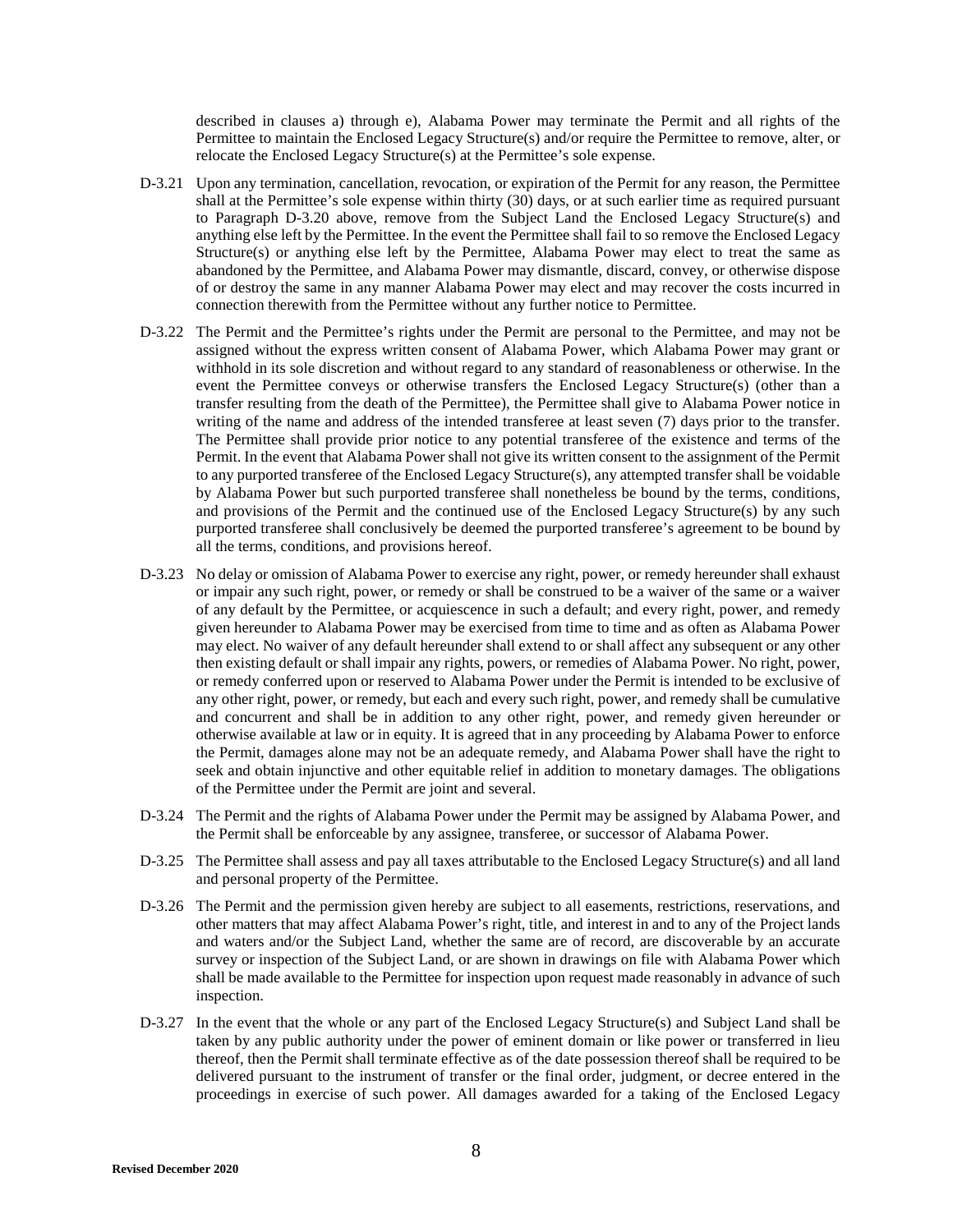described in clauses a) through e), Alabama Power may terminate the Permit and all rights of the Permittee to maintain the Enclosed Legacy Structure(s) and/or require the Permittee to remove, alter, or relocate the Enclosed Legacy Structure(s) at the Permittee's sole expense.

D-3.21 Upon any termination, cancellation, revocation, or expiration of the Permit for any reason, the Permittee shall at the Permittee's sole expense within thirty (30) days, or at such earlier time as required pursuant to Paragraph D-3.20 above, remove from the Subject Land the Enclosed Legacy Structure(s) and anything else left by the Permittee. In the event the Permittee shall fail to so remove the Enclosed Legacy Structure(s) or anything else left by the Permittee, Alabama Power may elect to treat the same as abandoned by the Permittee, and Alabama Power may dismantle, discard, convey, or otherwise dispose of or destroy the same in any manner Alabama Power may elect and may recover the costs incurred in connection therewith from the Permittee without any further notice to Permittee.

D-3.22 The Permit and the Permittee's rights under the Permit are personal to the Permittee, and may not be assigned without the express written consent of Alabama Power, which Alabama Power may grant or withhold in its sole discretion and without regard to any standard of reasonableness or otherwise. In the event the Permittee conveys or otherwise transfers the Enclosed Legacy Structure(s) (other than a transfer resulting from the death of the Permittee), the Permittee shall give to Alabama Power notice in writing of the name and address of the intended transferee at least seven (7) days prior to the transfer. The Permittee shall provide prior notice to any potential transferee of the existence and terms of the Permit. In the event that Alabama Power shall not give its written consent to the assignment of the Permit to any purported transferee of the Enclosed Legacy Structure(s), any attempted transfer shall be voidable by Alabama Power but such purported transferee shall nonetheless be bound by the terms, conditions, and provisions of the Permit and the continued use of the Enclosed Legacy Structure(s) by any such purported transferee shall conclusively be deemed the purported transferee's agreement to be bound by all the terms, conditions, and provisions hereof.

D-3.23 No delay or omission of Alabama Power to exercise any right, power, or remedy hereunder shall exhaust or impair any such right, power, or remedy or shall be construed to be a waiver of the same or a waiver of any default by the Permittee, or acquiescence in such a default; and every right, power, and remedy given hereunder to Alabama Power may be exercised from time to time and as often as Alabama Power may elect. No waiver of any default hereunder shall extend to or shall affect any subsequent or any other then existing default or shall impair any rights, powers, or remedies of Alabama Power. No right, power, or remedy conferred upon or reserved to Alabama Power under the Permit is intended to be exclusive of any other right, power, or remedy, but each and every such right, power, and remedy shall be cumulative and concurrent and shall be in addition to any other right, power, and remedy given hereunder or otherwise available at law or in equity. It is agreed that in any proceeding by Alabama Power to enforce the Permit, damages alone may not be an adequate remedy, and Alabama Power shall have the right to seek and obtain injunctive and other equitable relief in addition to monetary damages. The obligations of the Permittee under the Permit are joint and several.

D-3.24 The Permit and the rights of Alabama Power under the Permit may be assigned by Alabama Power, and the Permit shall be enforceable by any assignee, transferee, or successor of Alabama Power.

D-3.25 The Permittee shall assess and pay all taxes attributable to the Enclosed Legacy Structure(s) and all land and personal property of the Permittee.

D-3.26 The Permit and the permission given hereby are subject to all easements, restrictions, reservations, and other matters that may affect Alabama Power's right, title, and interest in and to any of the Project lands and waters and/or the Subject Land, whether the same are of record, are discoverable by an accurate survey or inspection of the Subject Land, or are shown in drawings on file with Alabama Power which shall be made available to the Permittee for inspection upon request made reasonably in advance of such inspection.

D-3.27 In the event that the whole or any part of the Enclosed Legacy Structure(s) and Subject Land shall be taken by any public authority under the power of eminent domain or like power or transferred in lieu thereof, then the Permit shall terminate effective as of the date possession thereof shall be required to be delivered pursuant to the instrument of transfer or the final order, judgment, or decree entered in the proceedings in exercise of such power. All damages awarded for a taking of the Enclosed Legacy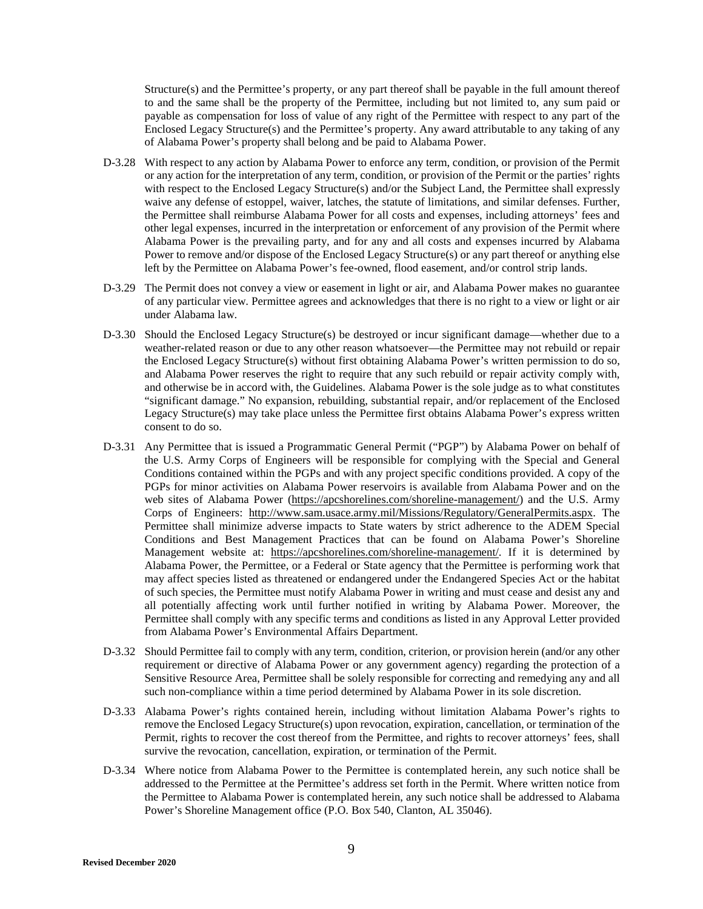Structure(s) and the Permittee's property, or any part thereof shall be payable in the full amount thereof to and the same shall be the property of the Permittee, including but not limited to, any sum paid or payable as compensation for loss of value of any right of the Permittee with respect to any part of the Enclosed Legacy Structure(s) and the Permittee's property. Any award attributable to any taking of any of Alabama Power's property shall belong and be paid to Alabama Power.

D-3.28 With respect to any action by Alabama Power to enforce any term, condition, or provision of the Permit or any action for the interpretation of any term, condition, or provision of the Permit or the parties' rights with respect to the Enclosed Legacy Structure(s) and/or the Subject Land, the Permittee shall expressly waive any defense of estoppel, waiver, latches, the statute of limitations, and similar defenses. Further, the Permittee shall reimburse Alabama Power for all costs and expenses, including attorneys' fees and other legal expenses, incurred in the interpretation or enforcement of any provision of the Permit where Alabama Power is the prevailing party, and for any and all costs and expenses incurred by Alabama Power to remove and/or dispose of the Enclosed Legacy Structure(s) or any part thereof or anything else left by the Permittee on Alabama Power's fee-owned, flood easement, and/or control strip lands.

D-3.29 The Permit does not convey a view or easement in light or air, and Alabama Power makes no guarantee of any particular view. Permittee agrees and acknowledges that there is no right to a view or light or air under Alabama law.

D-3.30 Should the Enclosed Legacy Structure(s) be destroyed or incur significant damage—whether due to a weather-related reason or due to any other reason whatsoever—the Permittee may not rebuild or repair the Enclosed Legacy Structure(s) without first obtaining Alabama Power's written permission to do so, and Alabama Power reserves the right to require that any such rebuild or repair activity comply with, and otherwise be in accord with, the Guidelines. Alabama Power is the sole judge as to what constitutes "significant damage." No expansion, rebuilding, substantial repair, and/or replacement of the Enclosed Legacy Structure(s) may take place unless the Permittee first obtains Alabama Power's express written consent to do so.

D-3.31 Any Permittee that is issued a Programmatic General Permit ("PGP") by Alabama Power on behalf of the U.S. Army Corps of Engineers will be responsible for complying with the Special and General Conditions contained within the PGPs and with any project specific conditions provided. A copy of the PGPs for minor activities on Alabama Power reservoirs is available from Alabama Power and on the web sites of Alabama Power (https://apcshorelines.com/shoreline-management/) and the U.S. Army Corps of Engineers: http://www.sam.usace.army.mil/Missions/Regulatory/GeneralPermits.aspx. The Permittee shall minimize adverse impacts to State waters by strict adherence to the ADEM Special Conditions and Best Management Practices that can be found on Alabama Power's Shoreline Management website at: https://apcshorelines.com/shoreline-management/. If it is determined by Alabama Power, the Permittee, or a Federal or State agency that the Permittee is performing work that may affect species listed as threatened or endangered under the Endangered Species Act or the habitat of such species, the Permittee must notify Alabama Power in writing and must cease and desist any and all potentially affecting work until further notified in writing by Alabama Power. Moreover, the Permittee shall comply with any specific terms and conditions as listed in any Approval Letter provided from Alabama Power's Environmental Affairs Department.

D-3.32 Should Permittee fail to comply with any term, condition, criterion, or provision herein (and/or any other requirement or directive of Alabama Power or any government agency) regarding the protection of a Sensitive Resource Area, Permittee shall be solely responsible for correcting and remedying any and all such non-compliance within a time period determined by Alabama Power in its sole discretion.

D-3.33 Alabama Power's rights contained herein, including without limitation Alabama Power's rights to remove the Enclosed Legacy Structure(s) upon revocation, expiration, cancellation, or termination of the Permit, rights to recover the cost thereof from the Permittee, and rights to recover attorneys' fees, shall survive the revocation, cancellation, expiration, or termination of the Permit.

D-3.34 Where notice from Alabama Power to the Permittee is contemplated herein, any such notice shall be addressed to the Permittee at the Permittee's address set forth in the Permit. Where written notice from the Permittee to Alabama Power is contemplated herein, any such notice shall be addressed to Alabama Power's Shoreline Management office (P.O. Box 540, Clanton, AL 35046).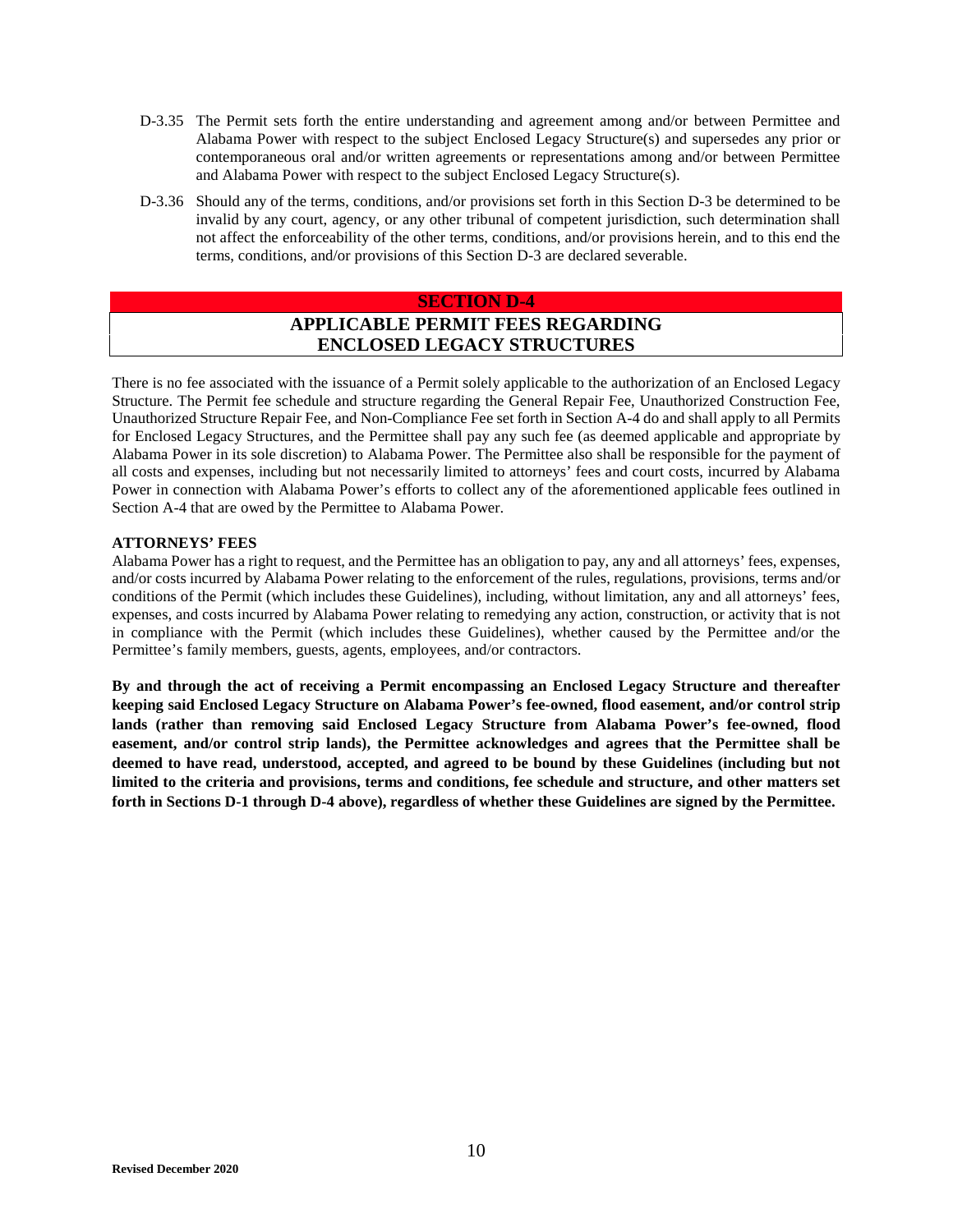D-3.35 The Permit sets forth the entire understanding and agreement among and/or between Permittee and Alabama Power with respect to the subject Enclosed Legacy Structure(s) and supersedes any prior or contemporaneous oral and/or written agreements or representations among and/or between Permittee and Alabama Power with respect to the subject Enclosed Legacy Structure(s).

D-3.36 Should any of the terms, conditions, and/or provisions set forth in this Section D-3 be determined to be invalid by any court, agency, or any other tribunal of competent jurisdiction, such determination shall not affect the enforceability of the other terms, conditions, and/or provisions herein, and to this end the terms, conditions, and/or provisions of this Section D-3 are declared severable.

## SECTION D-4

## APPLICABLE PERMIT FEES REGARDING ENCLOSED LEGACY STRUCTURES

There is no fee associated with the issuance of a Permit solely applicable to the authorization of an Enclosed Legacy Structure. The Permit fee schedule and structure regarding the General Repair Fee, Unauthorized Construction Fee, Unauthorized Structure Repair Fee, and Non-Compliance Fee set forth in Section A-4 do and shall apply to all Permits for Enclosed Legacy Structures, and the Permittee shall pay any such fee (as deemed applicable and appropriate by Alabama Power in its sole discretion) to Alabama Power. The Permittee also shall be responsible for the payment of all costs and expenses, including but not necessarily limited to attorneys' fees and court costs, incurred by Alabama Power in connection with Alabama Power's efforts to collect any of the aforementioned applicable fees outlined in Section A-4 that are owed by the Permittee to Alabama Power.

**ATTORNEYS' FEES**

Alabama Power has a right to request, and the Permittee has an obligation to pay, any and all attorneys' fees, expenses, and/or costs incurred by Alabama Power relating to the enforcement of the rules, regulations, provisions, terms and/or conditions of the Permit (which includes these Guidelines), including, without limitation, any and all attorneys' fees, expenses, and costs incurred by Alabama Power relating to remedying any action, construction, or activity that is not in compliance with the Permit (which includes these Guidelines), whether caused by the Permittee and/or the Permittee's family members, guests, agents, employees, and/or contractors.

**By and through the act of receiving a Permit encompassing an Enclosed Legacy Structure and thereafter keeping said Enclosed Legacy Structure on Alabama Power's fee-owned, flood easement, and/or control strip lands (rather than removing said Enclosed Legacy Structure from Alabama Power's fee-owned, flood easement, and/or control strip lands), the Permittee acknowledges and agrees that the Permittee shall be deemed to have read, understood, accepted, and agreed to be bound by these Guidelines (including but not limited to the criteria and provisions, terms and conditions, fee schedule and structure, and other matters set forth in Sections D-1 through D-4 above), regardless of whether these Guidelines are signed by the Permittee.**

**Revised December 2020**